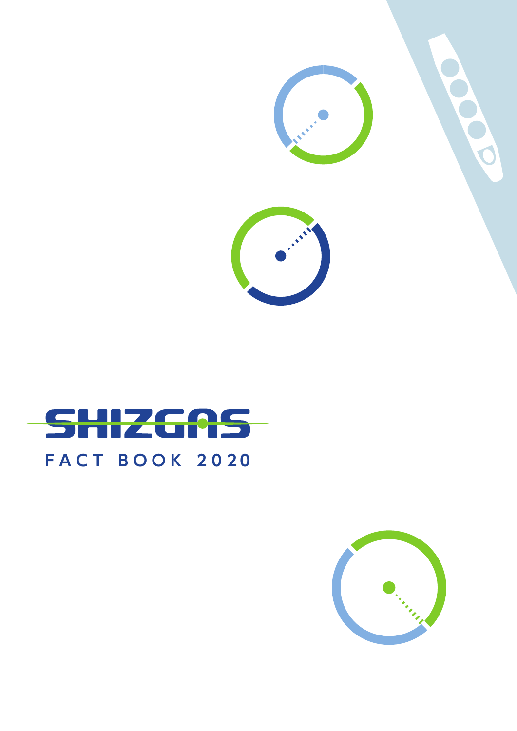# SHIZGAS

## FACT BOOK 2020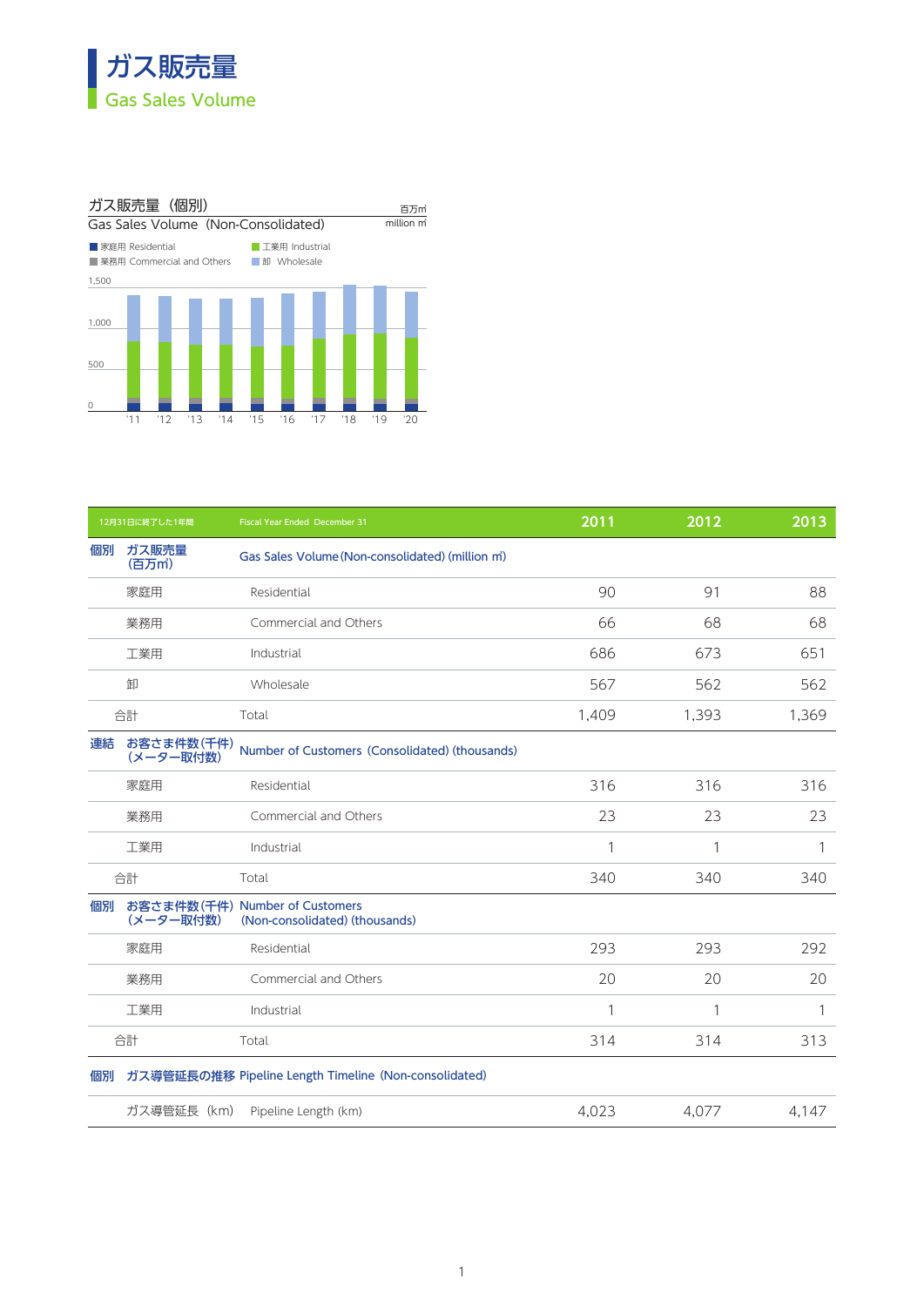# ガス販売量
## Gas Sales Volume

ガス販売量（個別）
Gas Sales Volume (Non-Consolidated)

百万㎥
million ㎥

■ 家庭用 Residential ■ 工業用 Industrial
■ 業務用 Commercial and Others ■ 卸 Wholesale

1,500
1,000
500
0
'11 '12 '13 '14 '15 '16 '17 '18 '19 '20

| 12月31日に終了した1年間 | Fiscal Year Ended December 31 | 2011 | 2012 | 2013 |
|---|---|---|---|---|
| 個別 ガス販売量（百万㎥） | Gas Sales Volume (Non-consolidated) (million ㎥) | | | |
| 家庭用 | Residential | 90 | 91 | 88 |
| 業務用 | Commercial and Others | 66 | 68 | 68 |
| 工業用 | Industrial | 686 | 673 | 651 |
| 卸 | Wholesale | 567 | 562 | 562 |
| 合計 | Total | 1,409 | 1,393 | 1,369 |
| 連結 お客さま件数（千件）（メーター取付数） | Number of Customers (Consolidated) (thousands) | | | |
| 家庭用 | Residential | 316 | 316 | 316 |
| 業務用 | Commercial and Others | 23 | 23 | 23 |
| 工業用 | Industrial | 1 | 1 | 1 |
| 合計 | Total | 340 | 340 | 340 |
| 個別 お客さま件数（千件）（メーター取付数） | Number of Customers (Non-consolidated) (thousands) | | | |
| 家庭用 | Residential | 293 | 293 | 292 |
| 業務用 | Commercial and Others | 20 | 20 | 20 |
| 工業用 | Industrial | 1 | 1 | 1 |
| 合計 | Total | 314 | 314 | 313 |
| 個別 ガス導管延長の推移 | Pipeline Length Timeline (Non-consolidated) | | | |
| ガス導管延長（km） | Pipeline Length (km) | 4,023 | 4,077 | 4,147 |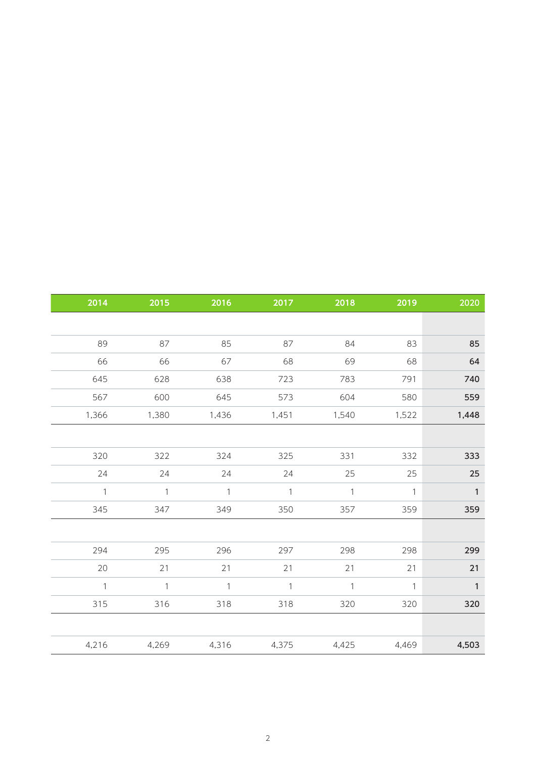| 2014 | 2015 | 2016 | 2017 | 2018 | 2019 | 2020 |
|---|---|---|---|---|---|---|
| | | | | | | |
| 89 | 87 | 85 | 87 | 84 | 83 | **85** |
| 66 | 66 | 67 | 68 | 69 | 68 | **64** |
| 645 | 628 | 638 | 723 | 783 | 791 | **740** |
| 567 | 600 | 645 | 573 | 604 | 580 | **559** |
| 1,366 | 1,380 | 1,436 | 1,451 | 1,540 | 1,522 | **1,448** |
| | | | | | | |
| 320 | 322 | 324 | 325 | 331 | 332 | **333** |
| 24 | 24 | 24 | 24 | 25 | 25 | **25** |
| 1 | 1 | 1 | 1 | 1 | 1 | **1** |
| 345 | 347 | 349 | 350 | 357 | 359 | **359** |
| | | | | | | |
| 294 | 295 | 296 | 297 | 298 | 298 | **299** |
| 20 | 21 | 21 | 21 | 21 | 21 | **21** |
| 1 | 1 | 1 | 1 | 1 | 1 | **1** |
| 315 | 316 | 318 | 318 | 320 | 320 | **320** |
| | | | | | | |
| 4,216 | 4,269 | 4,316 | 4,375 | 4,425 | 4,469 | **4,503** |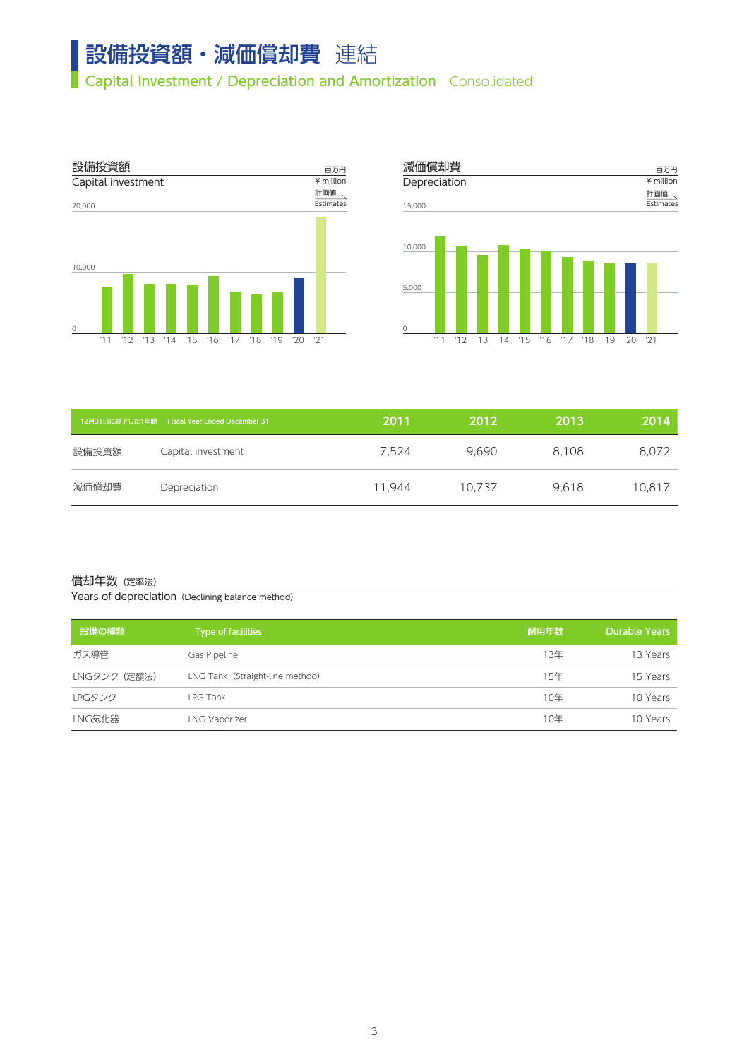# 設備投資額・減価償却費 連結

## Capital Investment / Depreciation and Amortization Consolidated

設備投資額
Capital investment
百万円 ¥ million
計画値 Estimates

減価償却費
Depreciation
百万円 ¥ million
計画値 Estimates

| 12月31日に終了した1年間 | Fiscal Year Ended December 31 | 2011 | 2012 | 2013 | 2014 |
|---|---|---|---|---|---|
| 設備投資額 | Capital investment | 7,524 | 9,690 | 8,108 | 8,072 |
| 減価償却費 | Depreciation | 11,944 | 10,737 | 9,618 | 10,817 |

### 償却年数 (定率法)
### Years of depreciation (Declining balance method)

| 設備の種類 | Type of facilities | 耐用年数 | Durable Years |
|---|---|---|---|
| ガス導管 | Gas Pipeline | 13年 | 13 Years |
| LNGタンク（定額法） | LNG Tank（Straight-line method） | 15年 | 15 Years |
| LPGタンク | LPG Tank | 10年 | 10 Years |
| LNG気化器 | LNG Vaporizer | 10年 | 10 Years |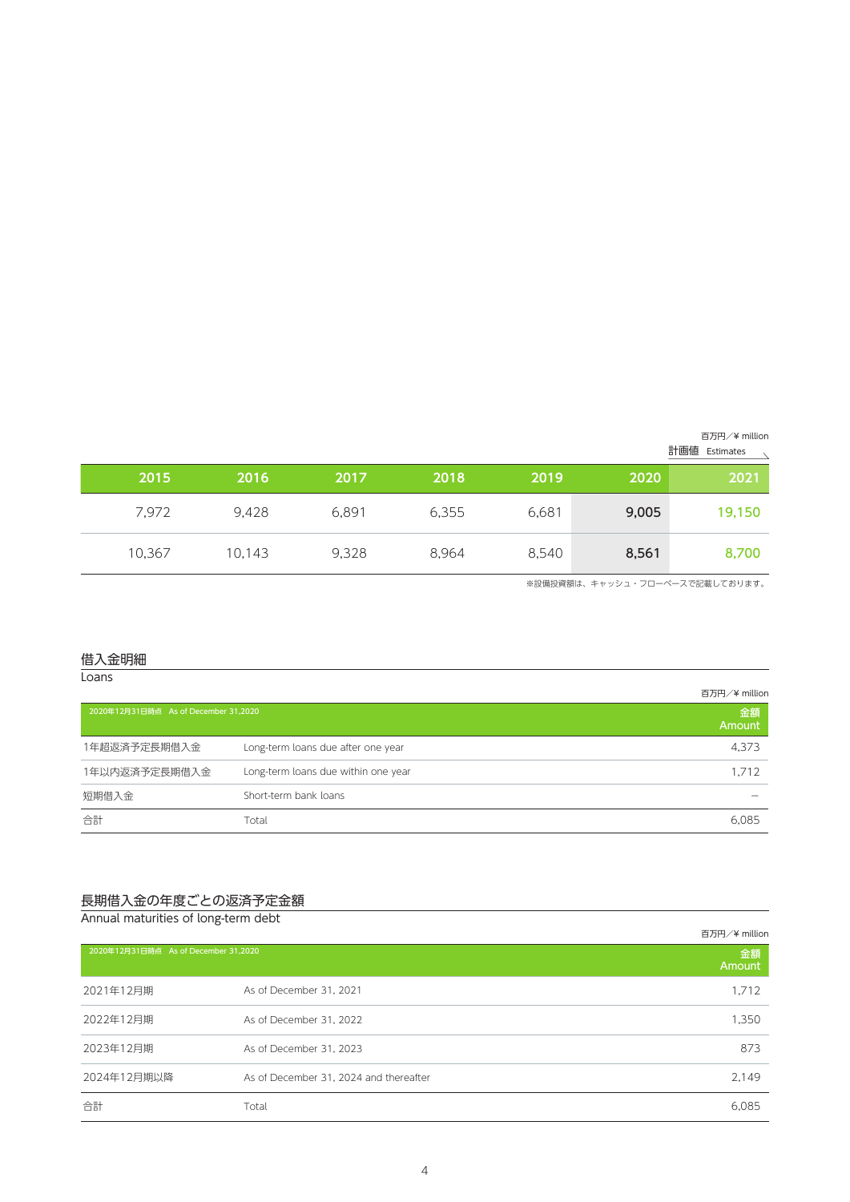百万円／¥ million

計画値 Estimates

| 2015 | 2016 | 2017 | 2018 | 2019 | 2020 | 2021 |
|---|---|---|---|---|---|---|
| 7,972 | 9,428 | 6,891 | 6,355 | 6,681 | **9,005** | 19,150 |
| 10,367 | 10,143 | 9,328 | 8,964 | 8,540 | **8,561** | 8,700 |

※設備投資額は、キャッシュ・フローベースで記載しております。

## 借入金明細
Loans

百万円／¥ million

| 2020年12月31日時点　As of December 31,2020 | | 金額 Amount |
|---|---|---|
| 1年超返済予定長期借入金 | Long-term loans due after one year | 4,373 |
| 1年以内返済予定長期借入金 | Long-term loans due within one year | 1,712 |
| 短期借入金 | Short-term bank loans | — |
| 合計 | Total | 6,085 |

## 長期借入金の年度ごとの返済予定金額
Annual maturities of long-term debt

百万円／¥ million

| 2020年12月31日時点　As of December 31,2020 | | 金額 Amount |
|---|---|---|
| 2021年12月期 | As of December 31, 2021 | 1,712 |
| 2022年12月期 | As of December 31, 2022 | 1,350 |
| 2023年12月期 | As of December 31, 2023 | 873 |
| 2024年12月期以降 | As of December 31, 2024 and thereafter | 2,149 |
| 合計 | Total | 6,085 |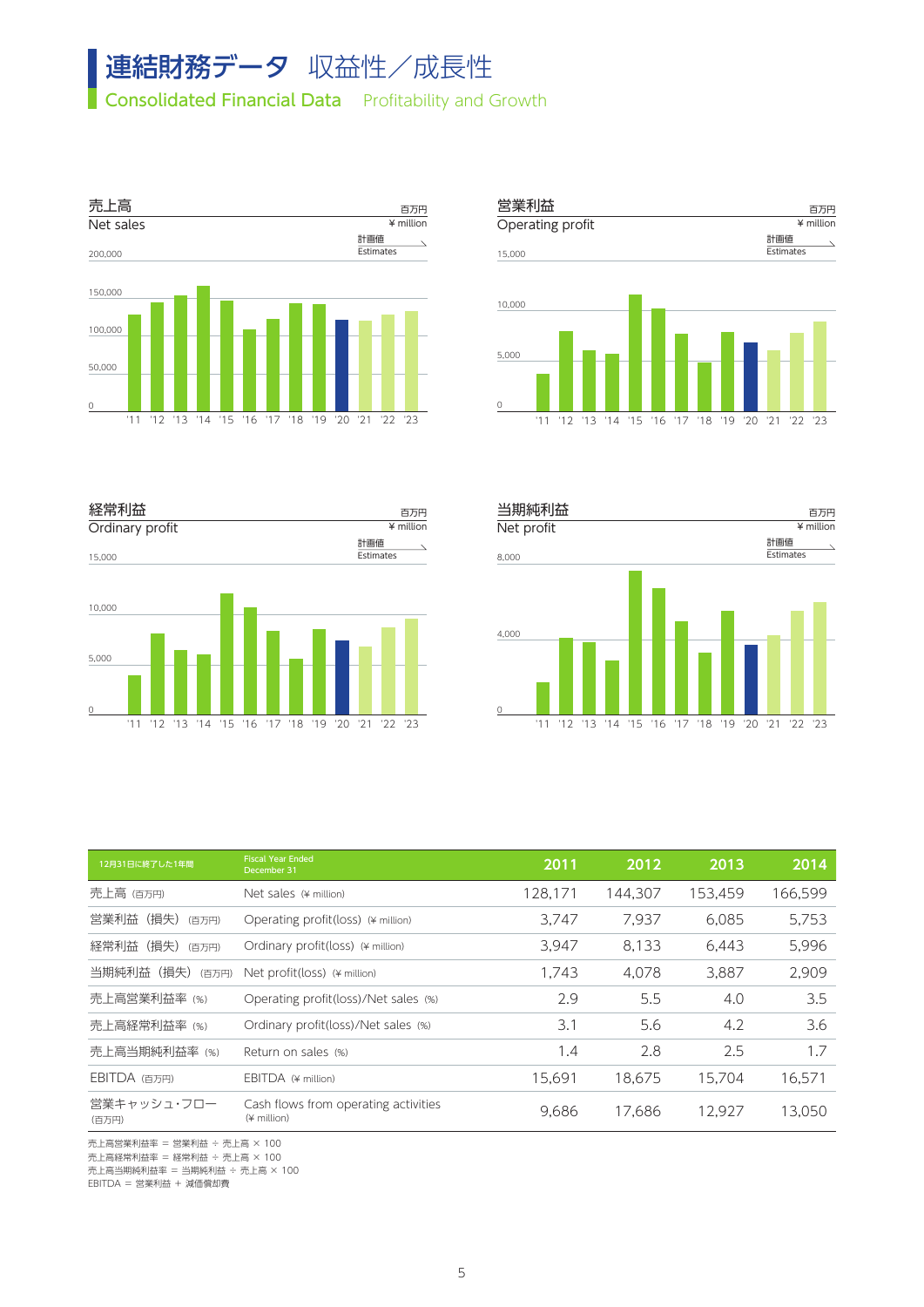# 連結財務データ 収益性／成長性

## Consolidated Financial Data Profitability and Growth

### 売上高 Net sales

百万円 ¥ million

計画値 Estimates

200,000 / 150,000 / 100,000 / 50,000 / 0

'11 '12 '13 '14 '15 '16 '17 '18 '19 '20 '21 '22 '23

### 営業利益 Operating profit

百万円 ¥ million

計画値 Estimates

15,000 / 10,000 / 5,000 / 0

'11 '12 '13 '14 '15 '16 '17 '18 '19 '20 '21 '22 '23

### 経常利益 Ordinary profit

百万円 ¥ million

計画値 Estimates

15,000 / 10,000 / 5,000 / 0

'11 '12 '13 '14 '15 '16 '17 '18 '19 '20 '21 '22 '23

### 当期純利益 Net profit

百万円 ¥ million

計画値 Estimates

8,000 / 4,000 / 0

'11 '12 '13 '14 '15 '16 '17 '18 '19 '20 '21 '22 '23

| 12月31日に終了した1年間 | Fiscal Year Ended December 31 | 2011 | 2012 | 2013 | 2014 |
|---|---|---|---|---|---|
| 売上高 (百万円) | Net sales (¥ million) | 128,171 | 144,307 | 153,459 | 166,599 |
| 営業利益（損失） (百万円) | Operating profit(loss) (¥ million) | 3,747 | 7,937 | 6,085 | 5,753 |
| 経常利益（損失） (百万円) | Ordinary profit(loss) (¥ million) | 3,947 | 8,133 | 6,443 | 5,996 |
| 当期純利益（損失） (百万円) | Net profit(loss) (¥ million) | 1,743 | 4,078 | 3,887 | 2,909 |
| 売上高営業利益率 (%) | Operating profit(loss)/Net sales (%) | 2.9 | 5.5 | 4.0 | 3.5 |
| 売上高経常利益率 (%) | Ordinary profit(loss)/Net sales (%) | 3.1 | 5.6 | 4.2 | 3.6 |
| 売上高当期純利益率 (%) | Return on sales (%) | 1.4 | 2.8 | 2.5 | 1.7 |
| EBITDA (百万円) | EBITDA (¥ million) | 15,691 | 18,675 | 15,704 | 16,571 |
| 営業キャッシュ・フロー (百万円) | Cash flows from operating activities (¥ million) | 9,686 | 17,686 | 12,927 | 13,050 |

売上高営業利益率 ＝ 営業利益 ÷ 売上高 × 100
売上高経常利益率 ＝ 経常利益 ÷ 売上高 × 100
売上高当期純利益率 ＝ 当期純利益 ÷ 売上高 × 100
EBITDA ＝ 営業利益 ＋ 減価償却費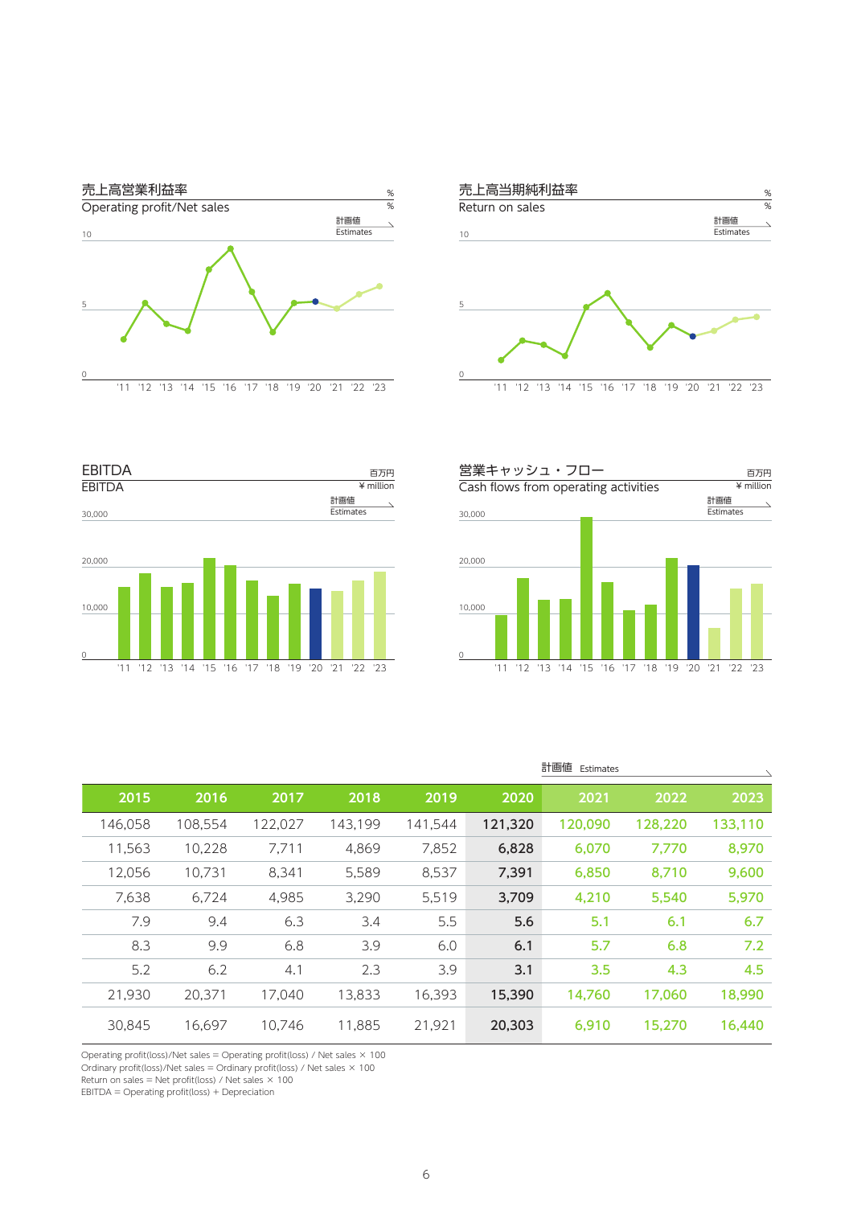## 売上高営業利益率
Operating profit/Net sales

%

計画値 Estimates

10

5

0

'11 '12 '13 '14 '15 '16 '17 '18 '19 '20 '21 '22 '23

## 売上高当期純利益率
Return on sales

%

計画値 Estimates

10

5

0

'11 '12 '13 '14 '15 '16 '17 '18 '19 '20 '21 '22 '23

## EBITDA
EBITDA

百万円 ¥ million

計画値 Estimates

30,000

20,000

10,000

0

'11 '12 '13 '14 '15 '16 '17 '18 '19 '20 '21 '22 '23

## 営業キャッシュ・フロー
Cash flows from operating activities

百万円 ¥ million

計画値 Estimates

30,000

20,000

10,000

0

'11 '12 '13 '14 '15 '16 '17 '18 '19 '20 '21 '22 '23

計画値 Estimates

| 2015 | 2016 | 2017 | 2018 | 2019 | 2020 | 2021 | 2022 | 2023 |
|---|---|---|---|---|---|---|---|---|
| 146,058 | 108,554 | 122,027 | 143,199 | 141,544 | **121,320** | 120,090 | 128,220 | 133,110 |
| 11,563 | 10,228 | 7,711 | 4,869 | 7,852 | **6,828** | 6,070 | 7,770 | 8,970 |
| 12,056 | 10,731 | 8,341 | 5,589 | 8,537 | **7,391** | 6,850 | 8,710 | 9,600 |
| 7,638 | 6,724 | 4,985 | 3,290 | 5,519 | **3,709** | 4,210 | 5,540 | 5,970 |
| 7.9 | 9.4 | 6.3 | 3.4 | 5.5 | **5.6** | 5.1 | 6.1 | 6.7 |
| 8.3 | 9.9 | 6.8 | 3.9 | 6.0 | **6.1** | 5.7 | 6.8 | 7.2 |
| 5.2 | 6.2 | 4.1 | 2.3 | 3.9 | **3.1** | 3.5 | 4.3 | 4.5 |
| 21,930 | 20,371 | 17,040 | 13,833 | 16,393 | **15,390** | 14,760 | 17,060 | 18,990 |
| 30,845 | 16,697 | 10,746 | 11,885 | 21,921 | **20,303** | 6,910 | 15,270 | 16,440 |

Operating profit(loss)/Net sales = Operating profit(loss) / Net sales × 100
Ordinary profit(loss)/Net sales = Ordinary profit(loss) / Net sales × 100
Return on sales = Net profit(loss) / Net sales × 100
EBITDA = Operating profit(loss) + Depreciation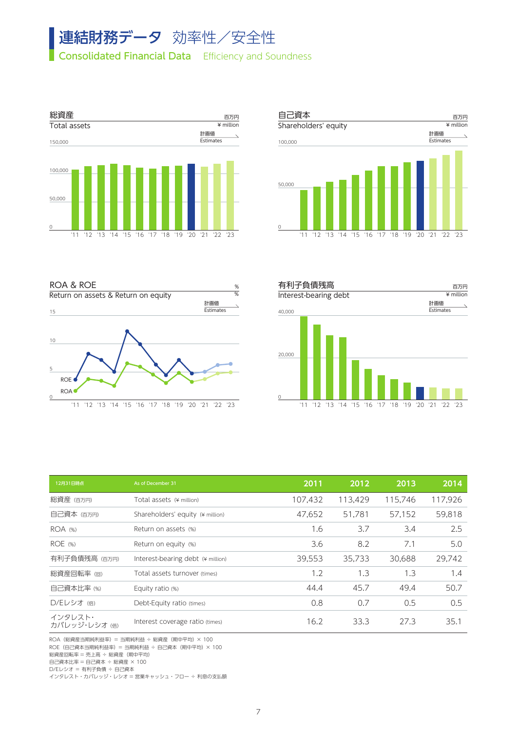# 連結財務データ 効率性／安全性
## Consolidated Financial Data Efficiency and Soundness

### 総資産 Total assets
百万円 ¥ million
計画値 Estimates

150,000
100,000
50,000
0
'11 '12 '13 '14 '15 '16 '17 '18 '19 '20 '21 '22 '23

### 自己資本 Shareholders' equity
百万円 ¥ million
計画値 Estimates

100,000
50,000
0
'11 '12 '13 '14 '15 '16 '17 '18 '19 '20 '21 '22 '23

### ROA & ROE Return on assets & Return on equity
% %
計画値 Estimates

15
10
5
0
ROE
ROA
'11 '12 '13 '14 '15 '16 '17 '18 '19 '20 '21 '22 '23

### 有利子負債残高 Interest-bearing debt
百万円 ¥ million
計画値 Estimates

40,000
20,000
0
'11 '12 '13 '14 '15 '16 '17 '18 '19 '20 '21 '22 '23

| 12月31日時点 | As of December 31 | 2011 | 2012 | 2013 | 2014 |
|---|---|---|---|---|---|
| 総資産 (百万円) | Total assets (¥ million) | 107,432 | 113,429 | 115,746 | 117,926 |
| 自己資本 (百万円) | Shareholders' equity (¥ million) | 47,652 | 51,781 | 57,152 | 59,818 |
| ROA (%) | Return on assets (%) | 1.6 | 3.7 | 3.4 | 2.5 |
| ROE (%) | Return on equity (%) | 3.6 | 8.2 | 7.1 | 5.0 |
| 有利子負債残高 (百万円) | Interest-bearing debt (¥ million) | 39,553 | 35,733 | 30,688 | 29,742 |
| 総資産回転率 (回) | Total assets turnover (times) | 1.2 | 1.3 | 1.3 | 1.4 |
| 自己資本比率 (%) | Equity ratio (%) | 44.4 | 45.7 | 49.4 | 50.7 |
| D/Eレシオ (倍) | Debt-Equity ratio (times) | 0.8 | 0.7 | 0.5 | 0.5 |
| インタレスト・カバレッジ・レシオ (倍) | Interest coverage ratio (times) | 16.2 | 33.3 | 27.3 | 35.1 |

ROA（総資産当期純利益率）＝ 当期純利益 ÷ 総資産（期中平均）× 100
ROE（自己資本当期純利益率）＝ 当期純利益 ÷ 自己資本（期中平均）× 100
総資産回転率 ＝ 売上高 ÷ 総資産（期中平均）
自己資本比率 ＝ 自己資本 ÷ 総資産 × 100
D/Eレシオ ＝ 有利子負債 ÷ 自己資本
インタレスト・カバレッジ・レシオ ＝ 営業キャッシュ・フロー ÷ 利息の支払額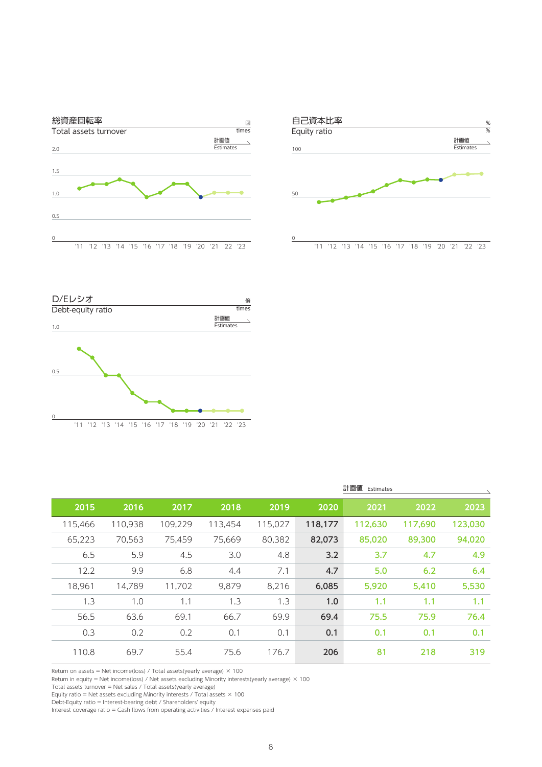## 総資産回転率
### Total assets turnover

回 times

計画値 Estimates

## 自己資本比率
### Equity ratio

% %

計画値 Estimates

## D/Eレシオ
### Debt-equity ratio

倍 times

計画値 Estimates

計画値 Estimates

| 2015 | 2016 | 2017 | 2018 | 2019 | 2020 | 2021 | 2022 | 2023 |
|---|---|---|---|---|---|---|---|---|
| 115,466 | 110,938 | 109,229 | 113,454 | 115,027 | **118,177** | 112,630 | 117,690 | 123,030 |
| 65,223 | 70,563 | 75,459 | 75,669 | 80,382 | **82,073** | 85,020 | 89,300 | 94,020 |
| 6.5 | 5.9 | 4.5 | 3.0 | 4.8 | **3.2** | 3.7 | 4.7 | 4.9 |
| 12.2 | 9.9 | 6.8 | 4.4 | 7.1 | **4.7** | 5.0 | 6.2 | 6.4 |
| 18,961 | 14,789 | 11,702 | 9,879 | 8,216 | **6,085** | 5,920 | 5,410 | 5,530 |
| 1.3 | 1.0 | 1.1 | 1.3 | 1.3 | **1.0** | 1.1 | 1.1 | 1.1 |
| 56.5 | 63.6 | 69.1 | 66.7 | 69.9 | **69.4** | 75.5 | 75.9 | 76.4 |
| 0.3 | 0.2 | 0.2 | 0.1 | 0.1 | **0.1** | 0.1 | 0.1 | 0.1 |
| 110.8 | 69.7 | 55.4 | 75.6 | 176.7 | **206** | 81 | 218 | 319 |

Return on assets = Net income(loss) / Total assets(yearly average) × 100
Return in equity = Net income(loss) / Net assets excluding Minority interests(yearly average) × 100
Total assets turnover = Net sales / Total assets(yearly average)
Equity ratio = Net assets excluding Minority interests / Total assets × 100
Debt-Equity ratio = Interest-bearing debt / Shareholders' equity
Interest coverage ratio = Cash flows from operating activities / Interest expenses paid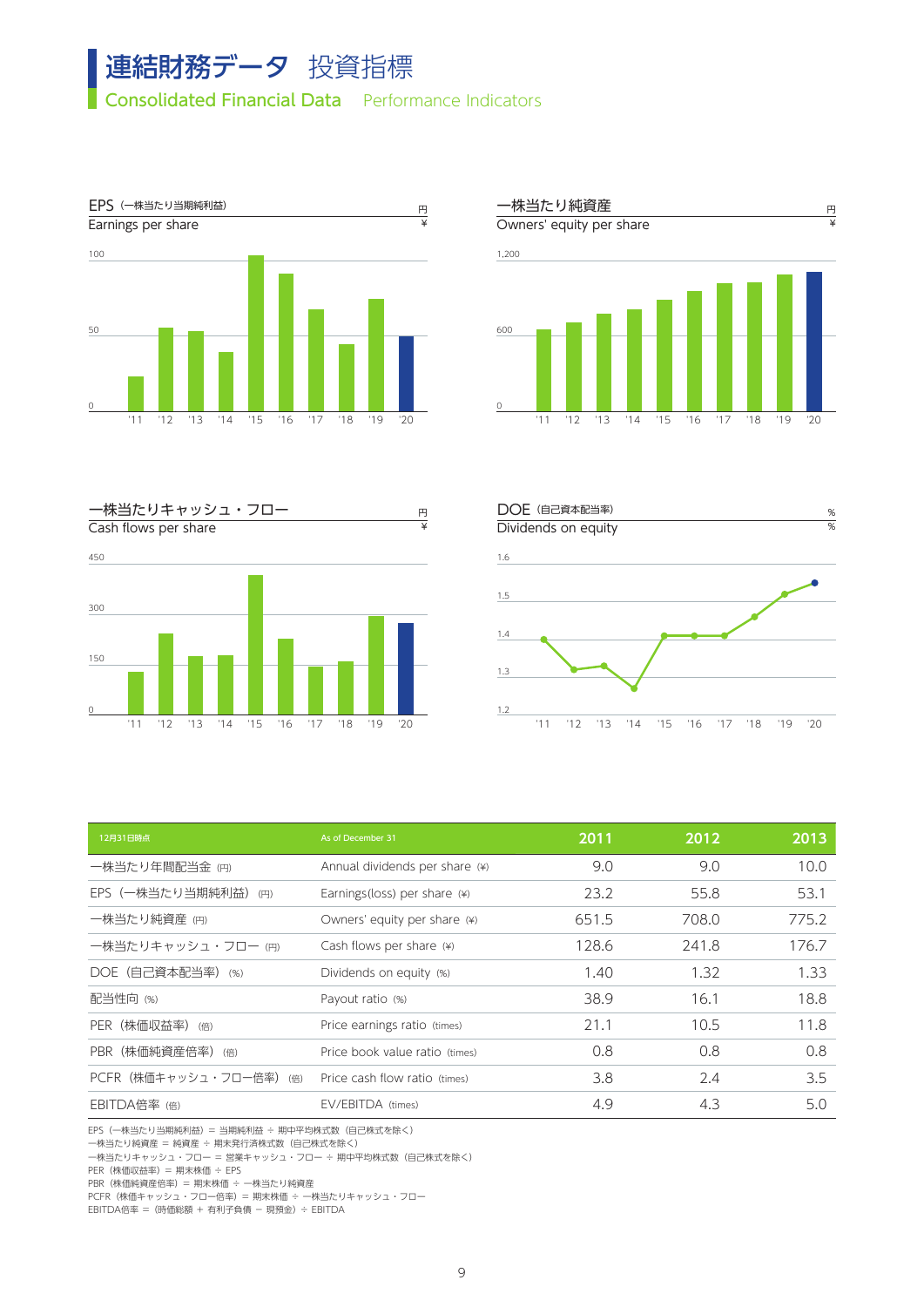# 連結財務データ 投資指標

## Consolidated Financial Data Performance Indicators

### EPS（一株当たり当期純利益） Earnings per share

円 ¥

100
50
0

'11 '12 '13 '14 '15 '16 '17 '18 '19 '20

### 一株当たり純資産 Owners' equity per share

円 ¥

1,200
600
0

'11 '12 '13 '14 '15 '16 '17 '18 '19 '20

### 一株当たりキャッシュ・フロー Cash flows per share

円 ¥

450
300
150
0

'11 '12 '13 '14 '15 '16 '17 '18 '19 '20

### DOE（自己資本配当率） Dividends on equity

% %

1.6
1.5
1.4
1.3
1.2

'11 '12 '13 '14 '15 '16 '17 '18 '19 '20

| 12月31日時点 | As of December 31 | 2011 | 2012 | 2013 |
|---|---|---|---|---|
| 一株当たり年間配当金（円） | Annual dividends per share (¥) | 9.0 | 9.0 | 10.0 |
| EPS（一株当たり当期純利益）（円） | Earnings(loss) per share (¥) | 23.2 | 55.8 | 53.1 |
| 一株当たり純資産（円） | Owners' equity per share (¥) | 651.5 | 708.0 | 775.2 |
| 一株当たりキャッシュ・フロー（円） | Cash flows per share (¥) | 128.6 | 241.8 | 176.7 |
| DOE（自己資本配当率）（%） | Dividends on equity (%) | 1.40 | 1.32 | 1.33 |
| 配当性向（%） | Payout ratio (%) | 38.9 | 16.1 | 18.8 |
| PER（株価収益率）（倍） | Price earnings ratio (times) | 21.1 | 10.5 | 11.8 |
| PBR（株価純資産倍率）（倍） | Price book value ratio (times) | 0.8 | 0.8 | 0.8 |
| PCFR（株価キャッシュ・フロー倍率）（倍） | Price cash flow ratio (times) | 3.8 | 2.4 | 3.5 |
| EBITDA倍率（倍） | EV/EBITDA (times) | 4.9 | 4.3 | 5.0 |

EPS（一株当たり当期純利益）＝ 当期純利益 ÷ 期中平均株式数（自己株式を除く）
一株当たり純資産 ＝ 純資産 ÷ 期末発行済株式数（自己株式を除く）
一株当たりキャッシュ・フロー ＝ 営業キャッシュ・フロー ÷ 期中平均株式数（自己株式を除く）
PER（株価収益率）＝ 期末株価 ÷ EPS
PBR（株価純資産倍率）＝ 期末株価 ÷ 一株当たり純資産
PCFR（株価キャッシュ・フロー倍率）＝ 期末株価 ÷ 一株当たりキャッシュ・フロー
EBITDA倍率 ＝（時価総額 ＋ 有利子負債 － 現預金）÷ EBITDA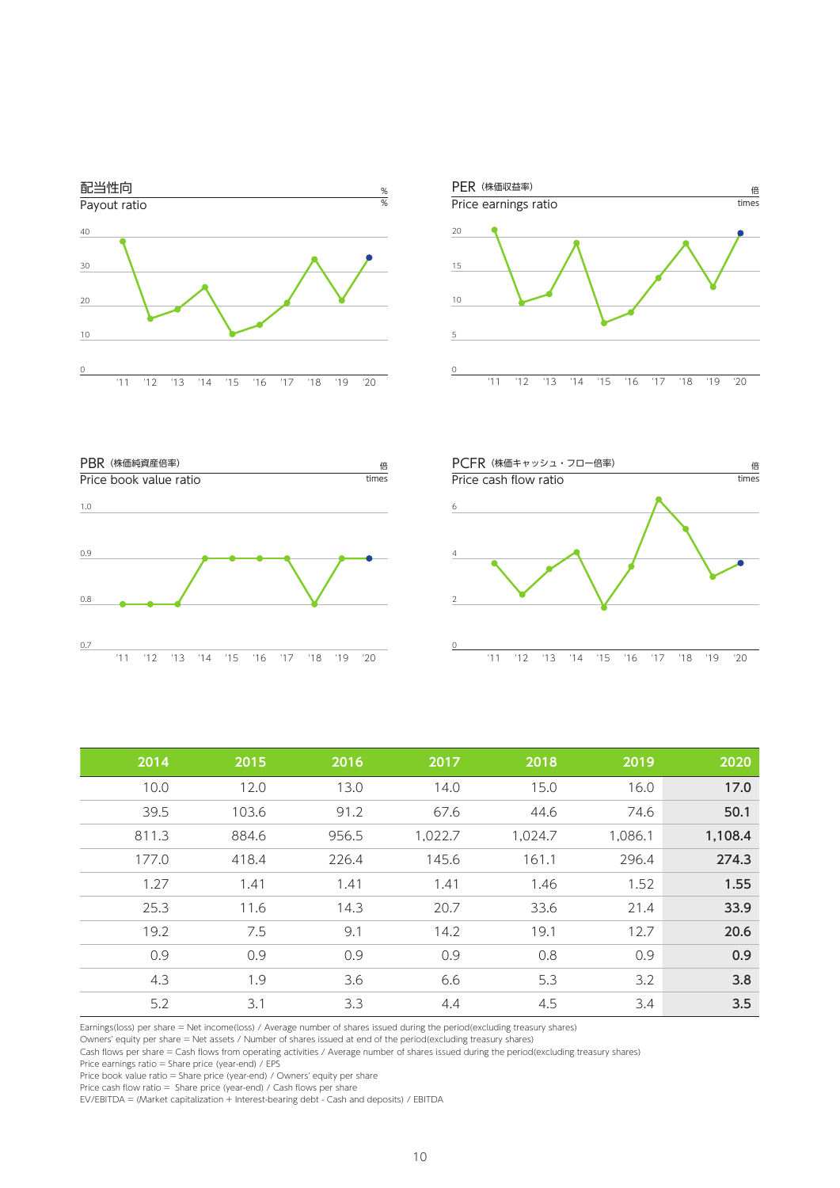## 配当性向
Payout ratio

%

## PER（株価収益率）
Price earnings ratio

倍 times

## PBR（株価純資産倍率）
Price book value ratio

倍 times

## PCFR（株価キャッシュ・フロー倍率）
Price cash flow ratio

倍 times

| 2014 | 2015 | 2016 | 2017 | 2018 | 2019 | 2020 |
|---|---|---|---|---|---|---|
| 10.0 | 12.0 | 13.0 | 14.0 | 15.0 | 16.0 | **17.0** |
| 39.5 | 103.6 | 91.2 | 67.6 | 44.6 | 74.6 | **50.1** |
| 811.3 | 884.6 | 956.5 | 1,022.7 | 1,024.7 | 1,086.1 | **1,108.4** |
| 177.0 | 418.4 | 226.4 | 145.6 | 161.1 | 296.4 | **274.3** |
| 1.27 | 1.41 | 1.41 | 1.41 | 1.46 | 1.52 | **1.55** |
| 25.3 | 11.6 | 14.3 | 20.7 | 33.6 | 21.4 | **33.9** |
| 19.2 | 7.5 | 9.1 | 14.2 | 19.1 | 12.7 | **20.6** |
| 0.9 | 0.9 | 0.9 | 0.9 | 0.8 | 0.9 | **0.9** |
| 4.3 | 1.9 | 3.6 | 6.6 | 5.3 | 3.2 | **3.8** |
| 5.2 | 3.1 | 3.3 | 4.4 | 4.5 | 3.4 | **3.5** |

Earnings(loss) per share = Net income(loss) / Average number of shares issued during the period(excluding treasury shares)
Owners' equity per share = Net assets / Number of shares issued at end of the period(excluding treasury shares)
Cash flows per share = Cash flows from operating activities / Average number of shares issued during the period(excluding treasury shares)
Price earnings ratio = Share price (year-end) / EPS
Price book value ratio = Share price (year-end) / Owners' equity per share
Price cash flow ratio = Share price (year-end) / Cash flows per share
EV/EBITDA = (Market capitalization + Interest-bearing debt - Cash and deposits) / EBITDA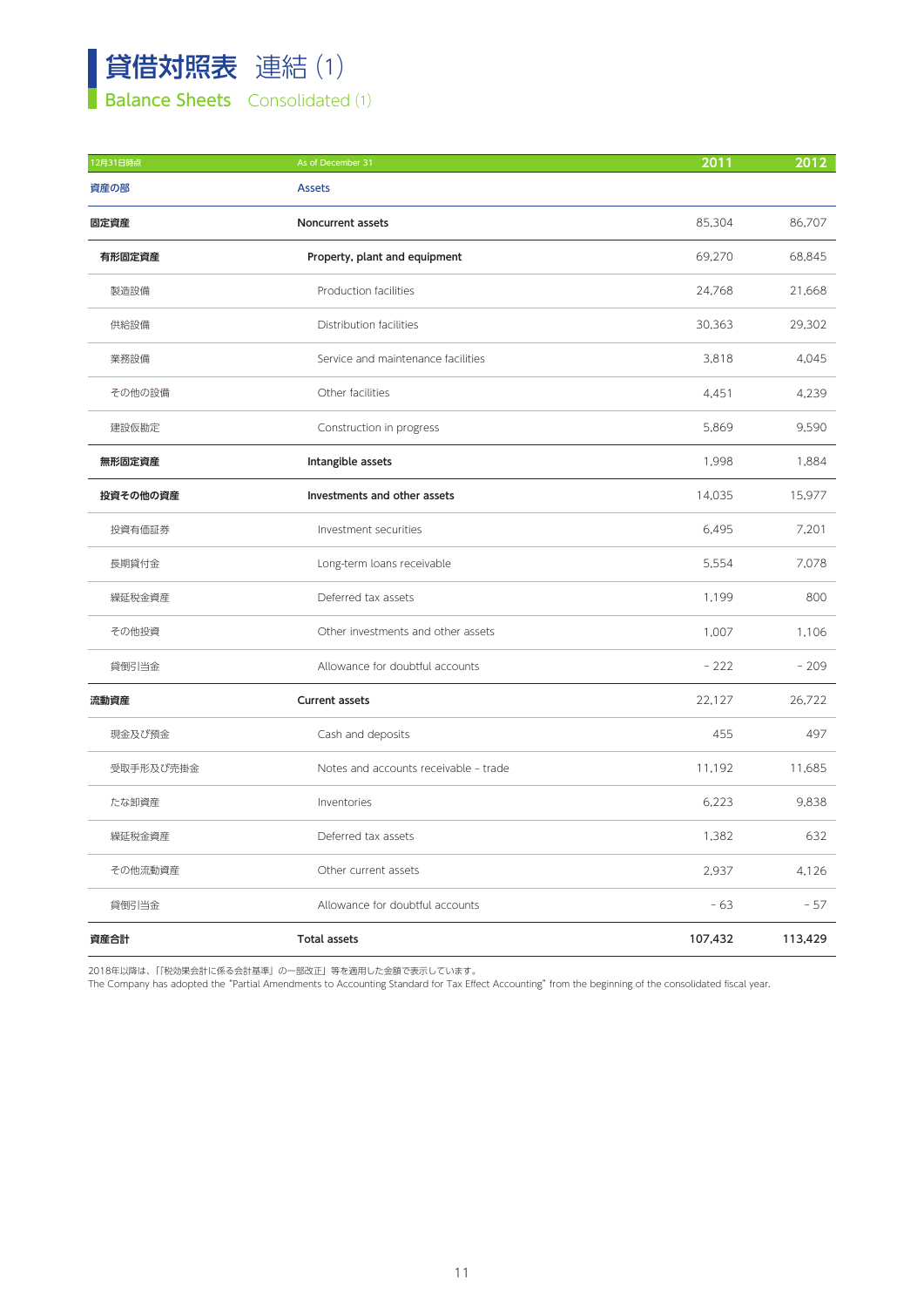# 貸借対照表 連結 (1)

## Balance Sheets Consolidated (1)

| 12月31日時点 | As of December 31 | 2011 | 2012 |
|---|---|---|---|
| 資産の部 | Assets | | |
| **固定資産** | **Noncurrent assets** | 85,304 | 86,707 |
| **有形固定資産** | **Property, plant and equipment** | 69,270 | 68,845 |
| 製造設備 | Production facilities | 24,768 | 21,668 |
| 供給設備 | Distribution facilities | 30,363 | 29,302 |
| 業務設備 | Service and maintenance facilities | 3,818 | 4,045 |
| その他の設備 | Other facilities | 4,451 | 4,239 |
| 建設仮勘定 | Construction in progress | 5,869 | 9,590 |
| **無形固定資産** | **Intangible assets** | 1,998 | 1,884 |
| **投資その他の資産** | **Investments and other assets** | 14,035 | 15,977 |
| 投資有価証券 | Investment securities | 6,495 | 7,201 |
| 長期貸付金 | Long-term loans receivable | 5,554 | 7,078 |
| 繰延税金資産 | Deferred tax assets | 1,199 | 800 |
| その他投資 | Other investments and other assets | 1,007 | 1,106 |
| 貸倒引当金 | Allowance for doubtful accounts | - 222 | - 209 |
| **流動資産** | **Current assets** | 22,127 | 26,722 |
| 現金及び預金 | Cash and deposits | 455 | 497 |
| 受取手形及び売掛金 | Notes and accounts receivable - trade | 11,192 | 11,685 |
| たな卸資産 | Inventories | 6,223 | 9,838 |
| 繰延税金資産 | Deferred tax assets | 1,382 | 632 |
| その他流動資産 | Other current assets | 2,937 | 4,126 |
| 貸倒引当金 | Allowance for doubtful accounts | - 63 | - 57 |
| **資産合計** | **Total assets** | **107,432** | **113,429** |

2018年以降は、「『税効果会計に係る会計基準』の一部改正」等を適用した金額で表示しています。
The Company has adopted the "Partial Amendments to Accounting Standard for Tax Effect Accounting" from the beginning of the consolidated fiscal year.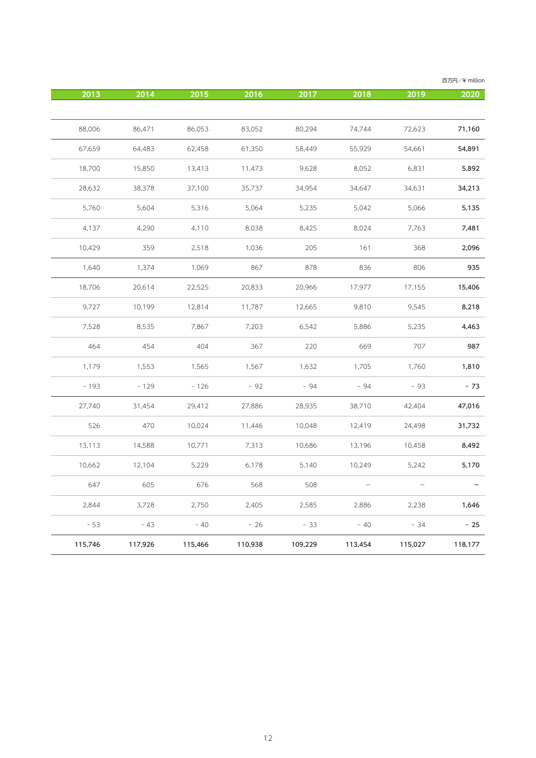百万円／¥ million

| 2013 | 2014 | 2015 | 2016 | 2017 | 2018 | 2019 | 2020 |
|---|---|---|---|---|---|---|---|
| | | | | | | | |
| 88,006 | 86,471 | 86,053 | 83,052 | 80,294 | 74,744 | 72,623 | **71,160** |
| 67,659 | 64,483 | 62,458 | 61,350 | 58,449 | 55,929 | 54,661 | **54,891** |
| 18,700 | 15,850 | 13,413 | 11,473 | 9,628 | 8,052 | 6,831 | **5,892** |
| 28,632 | 38,378 | 37,100 | 35,737 | 34,954 | 34,647 | 34,631 | **34,213** |
| 5,760 | 5,604 | 5,316 | 5,064 | 5,235 | 5,042 | 5,066 | **5,135** |
| 4,137 | 4,290 | 4,110 | 8,038 | 8,425 | 8,024 | 7,763 | **7,481** |
| 10,429 | 359 | 2,518 | 1,036 | 205 | 161 | 368 | **2,096** |
| 1,640 | 1,374 | 1,069 | 867 | 878 | 836 | 806 | **935** |
| 18,706 | 20,614 | 22,525 | 20,833 | 20,966 | 17,977 | 17,155 | **15,406** |
| 9,727 | 10,199 | 12,814 | 11,787 | 12,665 | 9,810 | 9,545 | **8,218** |
| 7,528 | 8,535 | 7,867 | 7,203 | 6,542 | 5,886 | 5,235 | **4,463** |
| 464 | 454 | 404 | 367 | 220 | 669 | 707 | **987** |
| 1,179 | 1,553 | 1,565 | 1,567 | 1,632 | 1,705 | 1,760 | **1,810** |
| - 193 | - 129 | - 126 | - 92 | - 94 | - 94 | - 93 | **- 73** |
| 27,740 | 31,454 | 29,412 | 27,886 | 28,935 | 38,710 | 42,404 | **47,016** |
| 526 | 470 | 10,024 | 11,446 | 10,048 | 12,419 | 24,498 | **31,732** |
| 13,113 | 14,588 | 10,771 | 7,313 | 10,686 | 13,196 | 10,458 | **8,492** |
| 10,662 | 12,104 | 5,229 | 6,178 | 5,140 | 10,249 | 5,242 | **5,170** |
| 647 | 605 | 676 | 568 | 508 | – | – | **–** |
| 2,844 | 3,728 | 2,750 | 2,405 | 2,585 | 2,886 | 2,238 | **1,646** |
| - 53 | - 43 | - 40 | - 26 | - 33 | - 40 | - 34 | **- 25** |
| **115,746** | **117,926** | **115,466** | **110,938** | **109,229** | **113,454** | **115,027** | **118,177** |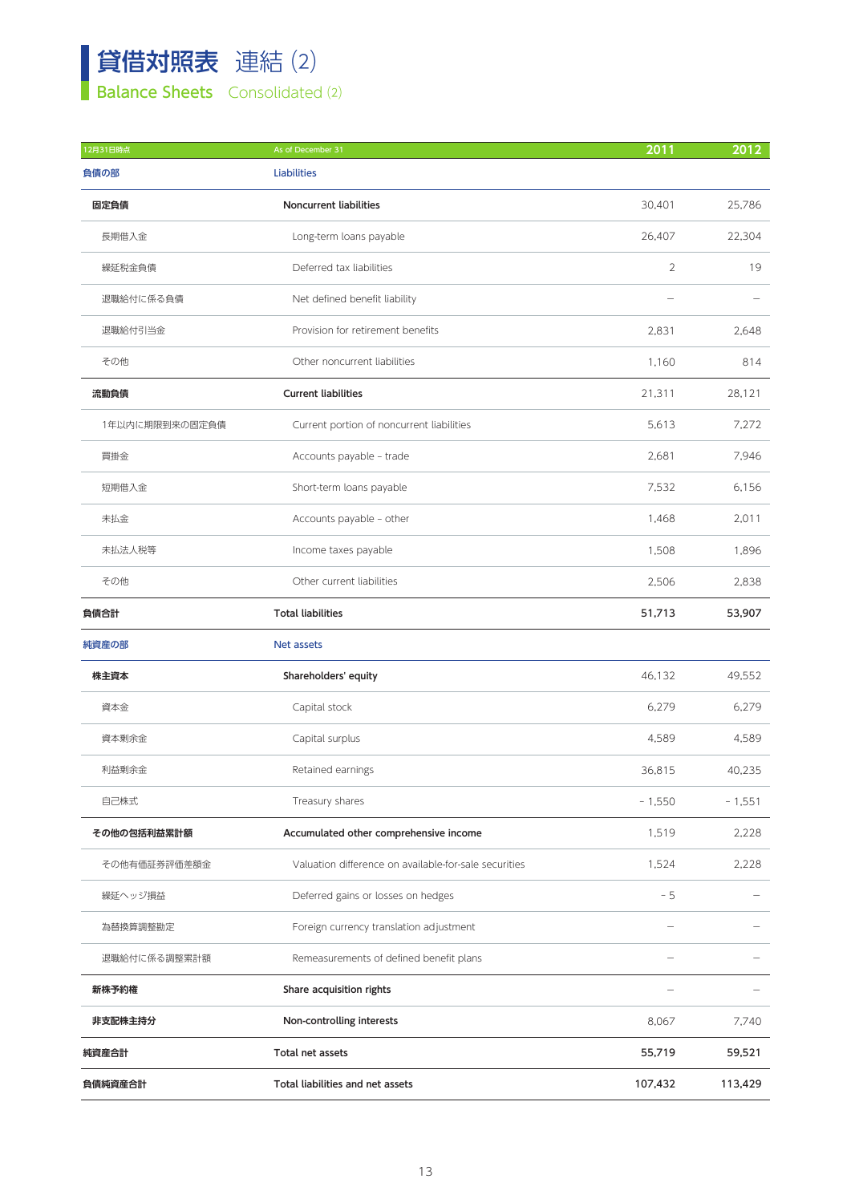# 貸借対照表　連結 (2)

## Balance Sheets　Consolidated (2)

| 12月31日時点 | As of December 31 | 2011 | 2012 |
|---|---|---|---|
| **負債の部** | **Liabilities** | | |
| **固定負債** | **Noncurrent liabilities** | 30,401 | 25,786 |
| 長期借入金 | Long-term loans payable | 26,407 | 22,304 |
| 繰延税金負債 | Deferred tax liabilities | 2 | 19 |
| 退職給付に係る負債 | Net defined benefit liability | – | – |
| 退職給付引当金 | Provision for retirement benefits | 2,831 | 2,648 |
| その他 | Other noncurrent liabilities | 1,160 | 814 |
| **流動負債** | **Current liabilities** | 21,311 | 28,121 |
| 1年以内に期限到来の固定負債 | Current portion of noncurrent liabilities | 5,613 | 7,272 |
| 買掛金 | Accounts payable – trade | 2,681 | 7,946 |
| 短期借入金 | Short-term loans payable | 7,532 | 6,156 |
| 未払金 | Accounts payable – other | 1,468 | 2,011 |
| 未払法人税等 | Income taxes payable | 1,508 | 1,896 |
| その他 | Other current liabilities | 2,506 | 2,838 |
| **負債合計** | **Total liabilities** | **51,713** | **53,907** |
| **純資産の部** | **Net assets** | | |
| **株主資本** | **Shareholders' equity** | 46,132 | 49,552 |
| 資本金 | Capital stock | 6,279 | 6,279 |
| 資本剰余金 | Capital surplus | 4,589 | 4,589 |
| 利益剰余金 | Retained earnings | 36,815 | 40,235 |
| 自己株式 | Treasury shares | - 1,550 | - 1,551 |
| **その他の包括利益累計額** | **Accumulated other comprehensive income** | 1,519 | 2,228 |
| その他有価証券評価差額金 | Valuation difference on available-for-sale securities | 1,524 | 2,228 |
| 繰延ヘッジ損益 | Deferred gains or losses on hedges | - 5 | – |
| 為替換算調整勘定 | Foreign currency translation adjustment | – | – |
| 退職給付に係る調整累計額 | Remeasurements of defined benefit plans | – | – |
| **新株予約権** | **Share acquisition rights** | – | – |
| **非支配株主持分** | **Non-controlling interests** | 8,067 | 7,740 |
| **純資産合計** | **Total net assets** | **55,719** | **59,521** |
| **負債純資産合計** | **Total liabilities and net assets** | **107,432** | **113,429** |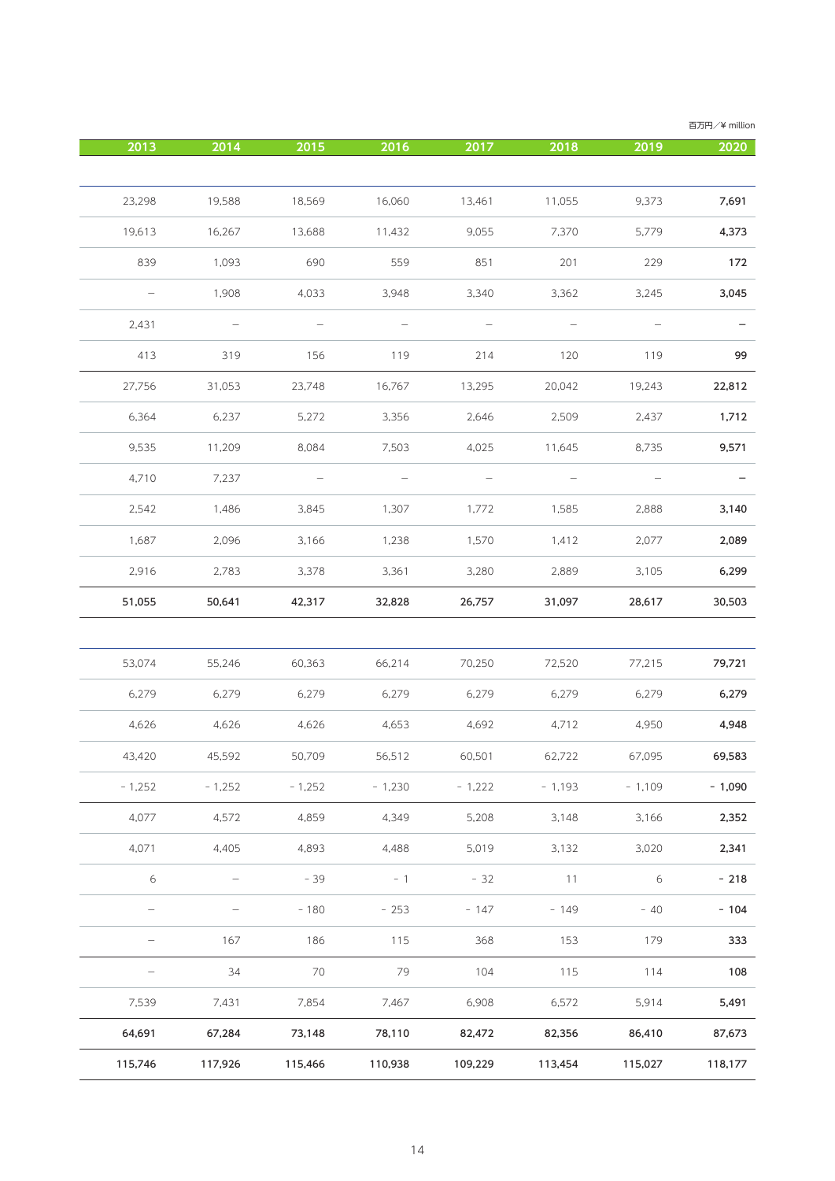百万円／¥ million

| 2013 | 2014 | 2015 | 2016 | 2017 | 2018 | 2019 | 2020 |
|---|---|---|---|---|---|---|---|
| | | | | | | | |
| 23,298 | 19,588 | 18,569 | 16,060 | 13,461 | 11,055 | 9,373 | **7,691** |
| 19,613 | 16,267 | 13,688 | 11,432 | 9,055 | 7,370 | 5,779 | **4,373** |
| 839 | 1,093 | 690 | 559 | 851 | 201 | 229 | **172** |
| – | 1,908 | 4,033 | 3,948 | 3,340 | 3,362 | 3,245 | **3,045** |
| 2,431 | – | – | – | – | – | – | **–** |
| 413 | 319 | 156 | 119 | 214 | 120 | 119 | **99** |
| 27,756 | 31,053 | 23,748 | 16,767 | 13,295 | 20,042 | 19,243 | **22,812** |
| 6,364 | 6,237 | 5,272 | 3,356 | 2,646 | 2,509 | 2,437 | **1,712** |
| 9,535 | 11,209 | 8,084 | 7,503 | 4,025 | 11,645 | 8,735 | **9,571** |
| 4,710 | 7,237 | – | – | – | – | – | **–** |
| 2,542 | 1,486 | 3,845 | 1,307 | 1,772 | 1,585 | 2,888 | **3,140** |
| 1,687 | 2,096 | 3,166 | 1,238 | 1,570 | 1,412 | 2,077 | **2,089** |
| 2,916 | 2,783 | 3,378 | 3,361 | 3,280 | 2,889 | 3,105 | **6,299** |
| **51,055** | **50,641** | **42,317** | **32,828** | **26,757** | **31,097** | **28,617** | **30,503** |
| | | | | | | | |
| 53,074 | 55,246 | 60,363 | 66,214 | 70,250 | 72,520 | 77,215 | **79,721** |
| 6,279 | 6,279 | 6,279 | 6,279 | 6,279 | 6,279 | 6,279 | **6,279** |
| 4,626 | 4,626 | 4,626 | 4,653 | 4,692 | 4,712 | 4,950 | **4,948** |
| 43,420 | 45,592 | 50,709 | 56,512 | 60,501 | 62,722 | 67,095 | **69,583** |
| - 1,252 | - 1,252 | - 1,252 | - 1,230 | - 1,222 | - 1,193 | - 1,109 | **- 1,090** |
| 4,077 | 4,572 | 4,859 | 4,349 | 5,208 | 3,148 | 3,166 | **2,352** |
| 4,071 | 4,405 | 4,893 | 4,488 | 5,019 | 3,132 | 3,020 | **2,341** |
| 6 | – | - 39 | - 1 | - 32 | 11 | 6 | **- 218** |
| – | – | - 180 | - 253 | - 147 | - 149 | - 40 | **- 104** |
| – | 167 | 186 | 115 | 368 | 153 | 179 | **333** |
| – | 34 | 70 | 79 | 104 | 115 | 114 | **108** |
| 7,539 | 7,431 | 7,854 | 7,467 | 6,908 | 6,572 | 5,914 | **5,491** |
| **64,691** | **67,284** | **73,148** | **78,110** | **82,472** | **82,356** | **86,410** | **87,673** |
| **115,746** | **117,926** | **115,466** | **110,938** | **109,229** | **113,454** | **115,027** | **118,177** |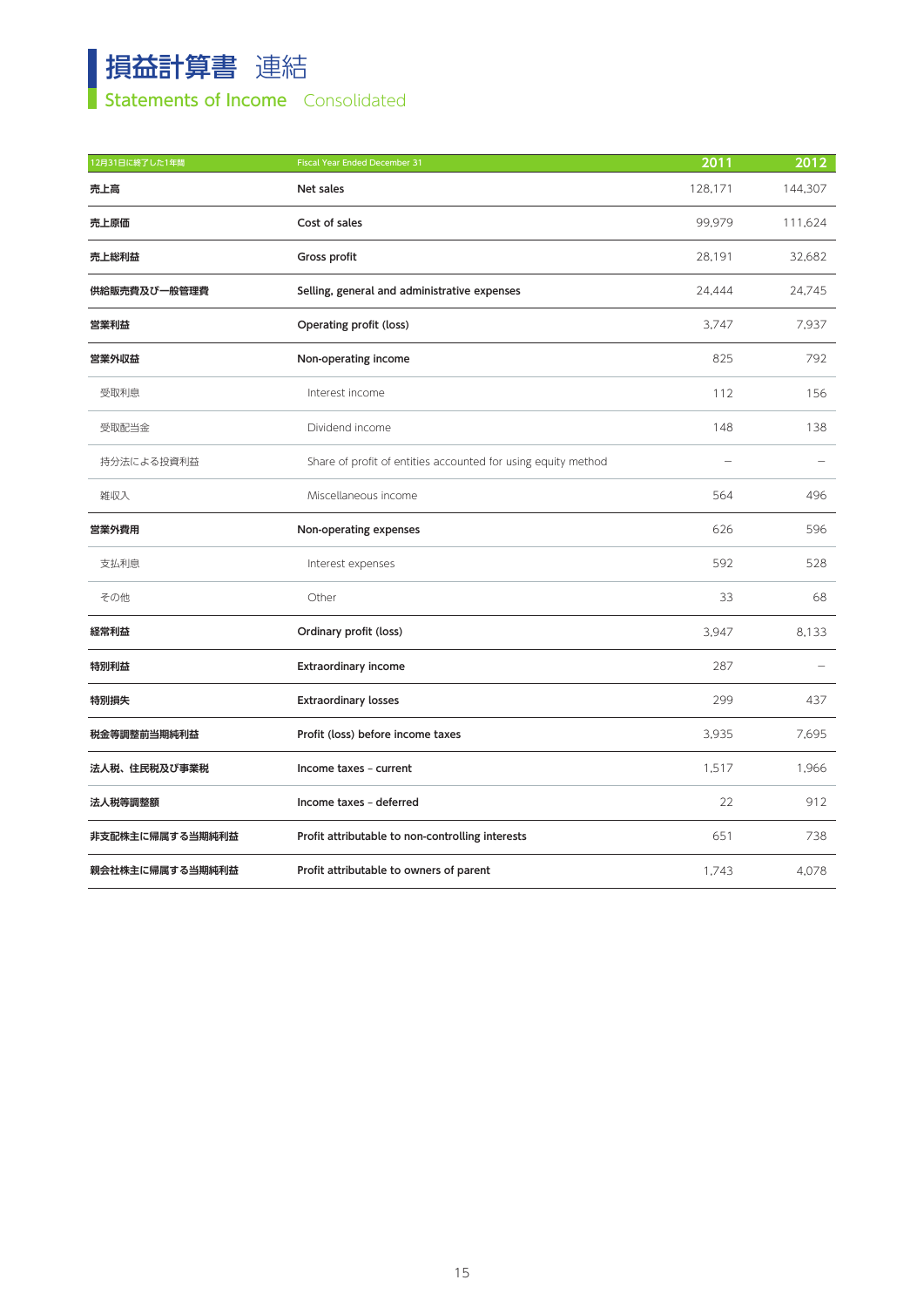# 損益計算書 連結

## Statements of Income Consolidated

| 12月31日に終了した1年間 | Fiscal Year Ended December 31 | 2011 | 2012 |
|---|---|---|---|
| **売上高** | **Net sales** | 128,171 | 144,307 |
| **売上原価** | **Cost of sales** | 99,979 | 111,624 |
| **売上総利益** | **Gross profit** | 28,191 | 32,682 |
| **供給販売費及び一般管理費** | **Selling, general and administrative expenses** | 24,444 | 24,745 |
| **営業利益** | **Operating profit (loss)** | 3,747 | 7,937 |
| **営業外収益** | **Non-operating income** | 825 | 792 |
| 受取利息 | Interest income | 112 | 156 |
| 受取配当金 | Dividend income | 148 | 138 |
| 持分法による投資利益 | Share of profit of entities accounted for using equity method | – | – |
| 雑収入 | Miscellaneous income | 564 | 496 |
| **営業外費用** | **Non-operating expenses** | 626 | 596 |
| 支払利息 | Interest expenses | 592 | 528 |
| その他 | Other | 33 | 68 |
| **経常利益** | **Ordinary profit (loss)** | 3,947 | 8,133 |
| **特別利益** | **Extraordinary income** | 287 | – |
| **特別損失** | **Extraordinary losses** | 299 | 437 |
| **税金等調整前当期純利益** | **Profit (loss) before income taxes** | 3,935 | 7,695 |
| **法人税、住民税及び事業税** | **Income taxes – current** | 1,517 | 1,966 |
| **法人税等調整額** | **Income taxes – deferred** | 22 | 912 |
| **非支配株主に帰属する当期純利益** | **Profit attributable to non-controlling interests** | 651 | 738 |
| **親会社株主に帰属する当期純利益** | **Profit attributable to owners of parent** | 1,743 | 4,078 |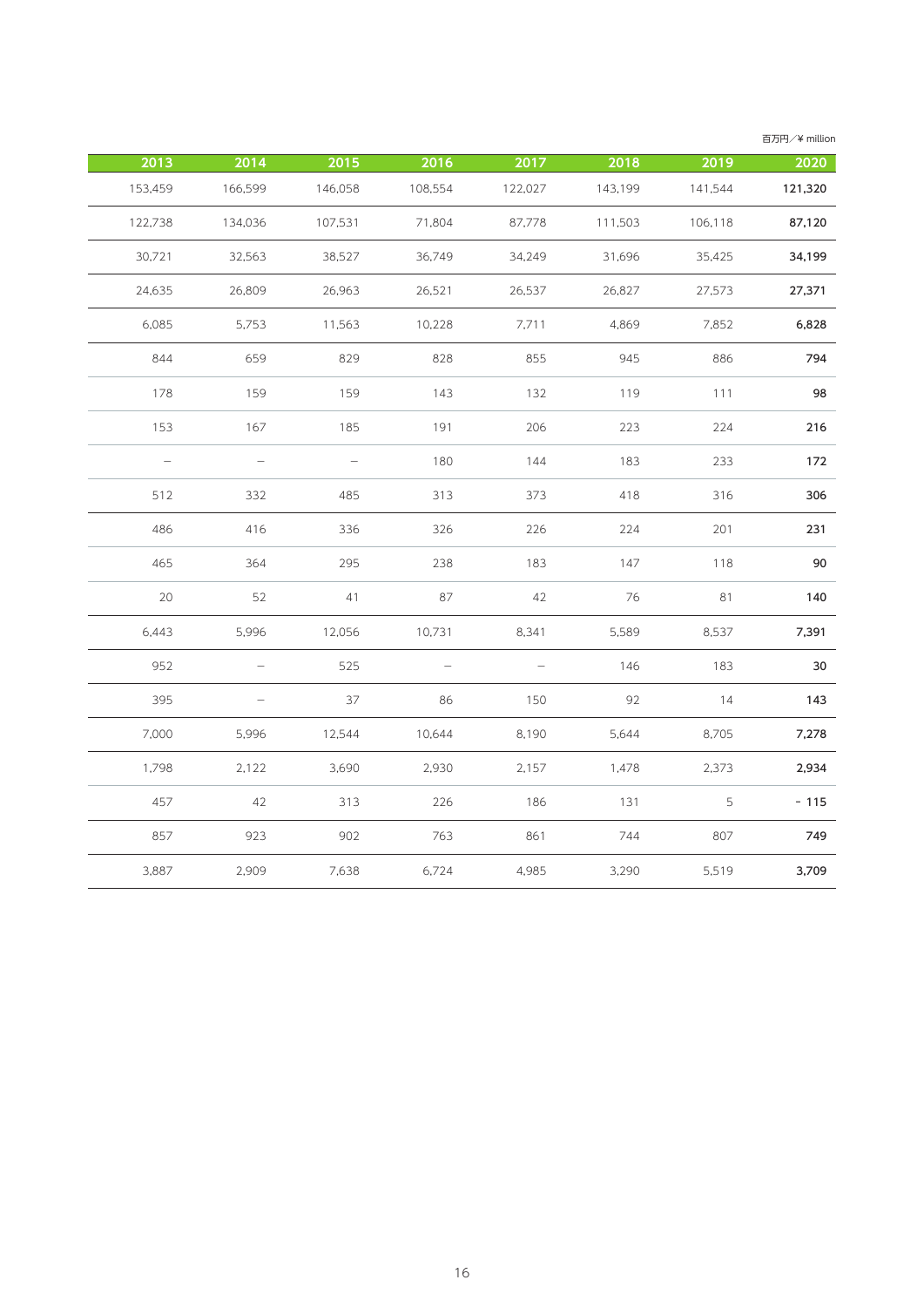百万円／¥ million

| 2013 | 2014 | 2015 | 2016 | 2017 | 2018 | 2019 | 2020 |
|---|---|---|---|---|---|---|---|
| 153,459 | 166,599 | 146,058 | 108,554 | 122,027 | 143,199 | 141,544 | **121,320** |
| 122,738 | 134,036 | 107,531 | 71,804 | 87,778 | 111,503 | 106,118 | **87,120** |
| 30,721 | 32,563 | 38,527 | 36,749 | 34,249 | 31,696 | 35,425 | **34,199** |
| 24,635 | 26,809 | 26,963 | 26,521 | 26,537 | 26,827 | 27,573 | **27,371** |
| 6,085 | 5,753 | 11,563 | 10,228 | 7,711 | 4,869 | 7,852 | **6,828** |
| 844 | 659 | 829 | 828 | 855 | 945 | 886 | **794** |
| 178 | 159 | 159 | 143 | 132 | 119 | 111 | **98** |
| 153 | 167 | 185 | 191 | 206 | 223 | 224 | **216** |
| – | – | – | 180 | 144 | 183 | 233 | **172** |
| 512 | 332 | 485 | 313 | 373 | 418 | 316 | **306** |
| 486 | 416 | 336 | 326 | 226 | 224 | 201 | **231** |
| 465 | 364 | 295 | 238 | 183 | 147 | 118 | **90** |
| 20 | 52 | 41 | 87 | 42 | 76 | 81 | **140** |
| 6,443 | 5,996 | 12,056 | 10,731 | 8,341 | 5,589 | 8,537 | **7,391** |
| 952 | – | 525 | – | – | 146 | 183 | **30** |
| 395 | – | 37 | 86 | 150 | 92 | 14 | **143** |
| 7,000 | 5,996 | 12,544 | 10,644 | 8,190 | 5,644 | 8,705 | **7,278** |
| 1,798 | 2,122 | 3,690 | 2,930 | 2,157 | 1,478 | 2,373 | **2,934** |
| 457 | 42 | 313 | 226 | 186 | 131 | 5 | **- 115** |
| 857 | 923 | 902 | 763 | 861 | 744 | 807 | **749** |
| 3,887 | 2,909 | 7,638 | 6,724 | 4,985 | 3,290 | 5,519 | **3,709** |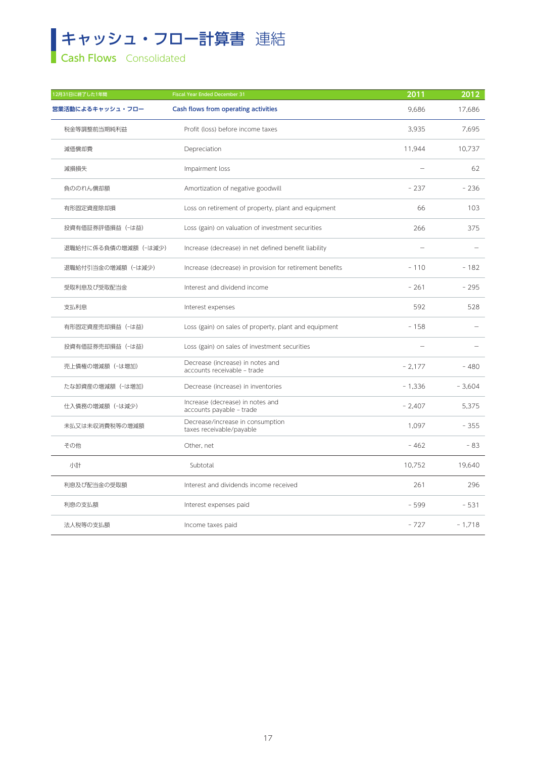# キャッシュ・フロー計算書 連結

## Cash Flows Consolidated

| 12月31日に終了した1年間 | Fiscal Year Ended December 31 | 2011 | 2012 |
|---|---|---|---|
| **営業活動によるキャッシュ・フロー** | **Cash flows from operating activities** | 9,686 | 17,686 |
| 税金等調整前当期純利益 | Profit (loss) before income taxes | 3,935 | 7,695 |
| 減価償却費 | Depreciation | 11,944 | 10,737 |
| 減損損失 | Impairment loss | – | 62 |
| 負ののれん償却額 | Amortization of negative goodwill | - 237 | - 236 |
| 有形固定資産除却損 | Loss on retirement of property, plant and equipment | 66 | 103 |
| 投資有価証券評価損益（-は益） | Loss (gain) on valuation of investment securities | 266 | 375 |
| 退職給付に係る負債の増減額（-は減少） | Increase (decrease) in net defined benefit liability | – | – |
| 退職給付引当金の増減額（-は減少） | Increase (decrease) in provision for retirement benefits | - 110 | - 182 |
| 受取利息及び受取配当金 | Interest and dividend income | - 261 | - 295 |
| 支払利息 | Interest expenses | 592 | 528 |
| 有形固定資産売却損益（-は益） | Loss (gain) on sales of property, plant and equipment | - 158 | – |
| 投資有価証券売却損益（-は益） | Loss (gain) on sales of investment securities | – | – |
| 売上債権の増減額（-は増加） | Decrease (increase) in notes and accounts receivable - trade | - 2,177 | - 480 |
| たな卸資産の増減額（-は増加） | Decrease (increase) in inventories | - 1,336 | - 3,604 |
| 仕入債務の増減額（-は減少） | Increase (decrease) in notes and accounts payable - trade | - 2,407 | 5,375 |
| 未払又は未収消費税等の増減額 | Decrease/increase in consumption taxes receivable/payable | 1,097 | - 355 |
| その他 | Other, net | - 462 | - 83 |
| 小計 | Subtotal | 10,752 | 19,640 |
| 利息及び配当金の受取額 | Interest and dividends income received | 261 | 296 |
| 利息の支払額 | Interest expenses paid | - 599 | - 531 |
| 法人税等の支払額 | Income taxes paid | - 727 | - 1,718 |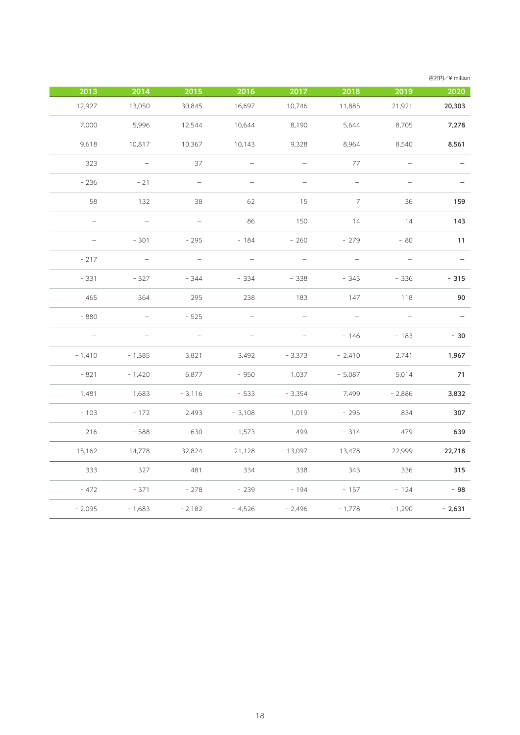百万円／¥ million

| 2013 | 2014 | 2015 | 2016 | 2017 | 2018 | 2019 | 2020 |
|---|---|---|---|---|---|---|---|
| 12,927 | 13,050 | 30,845 | 16,697 | 10,746 | 11,885 | 21,921 | **20,303** |
| 7,000 | 5,996 | 12,544 | 10,644 | 8,190 | 5,644 | 8,705 | **7,278** |
| 9,618 | 10,817 | 10,367 | 10,143 | 9,328 | 8,964 | 8,540 | **8,561** |
| 323 | – | 37 | – | – | 77 | – | **–** |
| - 236 | - 21 | – | – | – | – | – | **–** |
| 58 | 132 | 38 | 62 | 15 | 7 | 36 | **159** |
| – | – | – | 86 | 150 | 14 | 14 | **143** |
| – | - 301 | - 295 | - 184 | - 260 | - 279 | - 80 | **11** |
| - 217 | – | – | – | – | – | – | **–** |
| - 331 | - 327 | - 344 | - 334 | - 338 | - 343 | - 336 | **- 315** |
| 465 | 364 | 295 | 238 | 183 | 147 | 118 | **90** |
| - 880 | – | - 525 | – | – | – | – | **–** |
| – | – | – | – | – | - 146 | - 183 | **- 30** |
| - 1,410 | - 1,385 | 3,821 | 3,492 | - 3,373 | - 2,410 | 2,741 | **1,967** |
| - 821 | - 1,420 | 6,877 | - 950 | 1,037 | - 5,087 | 5,014 | **71** |
| 1,481 | 1,683 | - 3,116 | - 533 | - 3,354 | 7,499 | - 2,886 | **3,832** |
| - 103 | - 172 | 2,493 | - 3,108 | 1,019 | - 295 | 834 | **307** |
| 216 | - 588 | 630 | 1,573 | 499 | - 314 | 479 | **639** |
| 15,162 | 14,778 | 32,824 | 21,128 | 13,097 | 13,478 | 22,999 | **22,718** |
| 333 | 327 | 481 | 334 | 338 | 343 | 336 | **315** |
| - 472 | - 371 | - 278 | - 239 | - 194 | - 157 | - 124 | **- 98** |
| - 2,095 | - 1,683 | - 2,182 | - 4,526 | - 2,496 | - 1,778 | - 1,290 | **- 2,631** |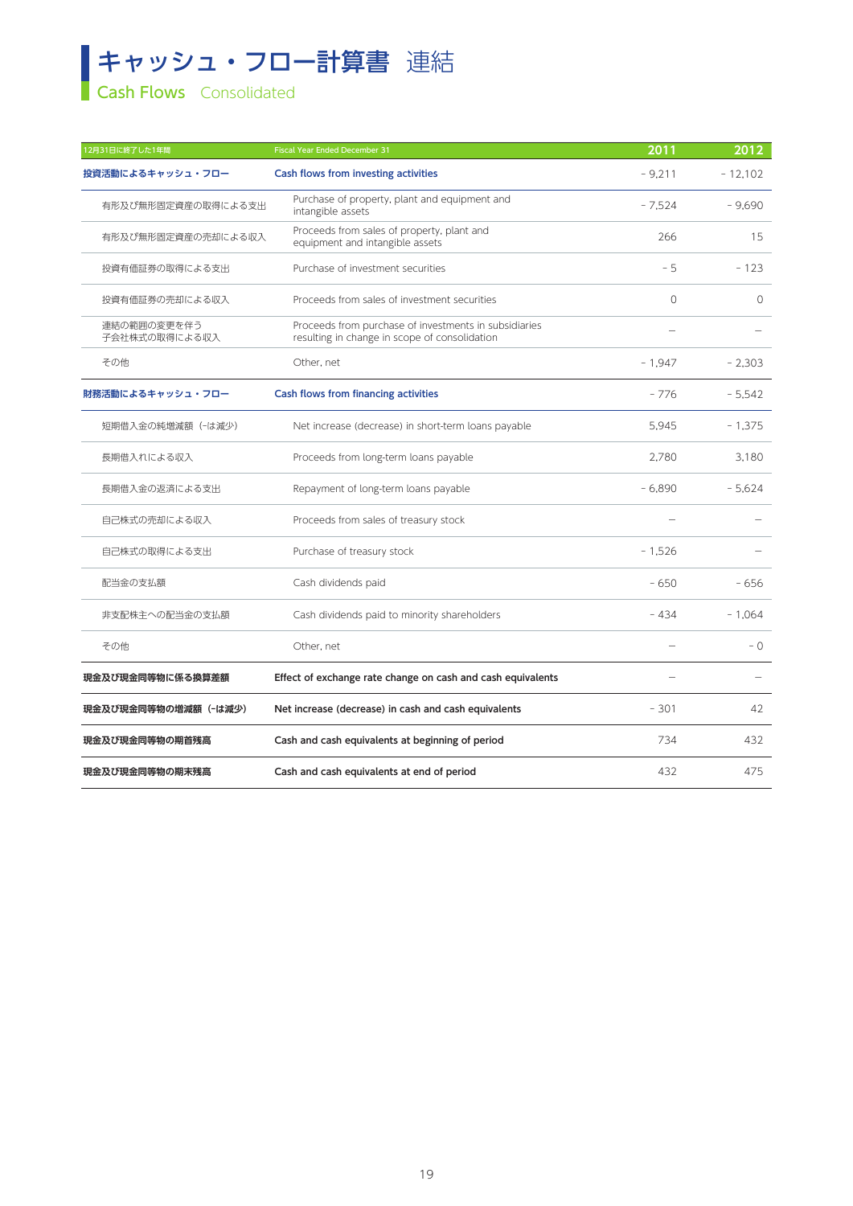# キャッシュ・フロー計算書 連結

## Cash Flows Consolidated

| 12月31日に終了した1年間 | Fiscal Year Ended December 31 | 2011 | 2012 |
|---|---|---|---|
| **投資活動によるキャッシュ・フロー** | **Cash flows from investing activities** | - 9,211 | - 12,102 |
| 有形及び無形固定資産の取得による支出 | Purchase of property, plant and equipment and intangible assets | - 7,524 | - 9,690 |
| 有形及び無形固定資産の売却による収入 | Proceeds from sales of property, plant and equipment and intangible assets | 266 | 15 |
| 投資有価証券の取得による支出 | Purchase of investment securities | - 5 | - 123 |
| 投資有価証券の売却による収入 | Proceeds from sales of investment securities | 0 | 0 |
| 連結の範囲の変更を伴う子会社株式の取得による収入 | Proceeds from purchase of investments in subsidiaries resulting in change in scope of consolidation | – | – |
| その他 | Other, net | - 1,947 | - 2,303 |
| **財務活動によるキャッシュ・フロー** | **Cash flows from financing activities** | - 776 | - 5,542 |
| 短期借入金の純増減額（-は減少） | Net increase (decrease) in short-term loans payable | 5,945 | - 1,375 |
| 長期借入れによる収入 | Proceeds from long-term loans payable | 2,780 | 3,180 |
| 長期借入金の返済による支出 | Repayment of long-term loans payable | - 6,890 | - 5,624 |
| 自己株式の売却による収入 | Proceeds from sales of treasury stock | – | – |
| 自己株式の取得による支出 | Purchase of treasury stock | - 1,526 | – |
| 配当金の支払額 | Cash dividends paid | - 650 | - 656 |
| 非支配株主への配当金の支払額 | Cash dividends paid to minority shareholders | - 434 | - 1,064 |
| その他 | Other, net | – | - 0 |
| **現金及び現金同等物に係る換算差額** | **Effect of exchange rate change on cash and cash equivalents** | – | – |
| **現金及び現金同等物の増減額（-は減少）** | **Net increase (decrease) in cash and cash equivalents** | - 301 | 42 |
| **現金及び現金同等物の期首残高** | **Cash and cash equivalents at beginning of period** | 734 | 432 |
| **現金及び現金同等物の期末残高** | **Cash and cash equivalents at end of period** | 432 | 475 |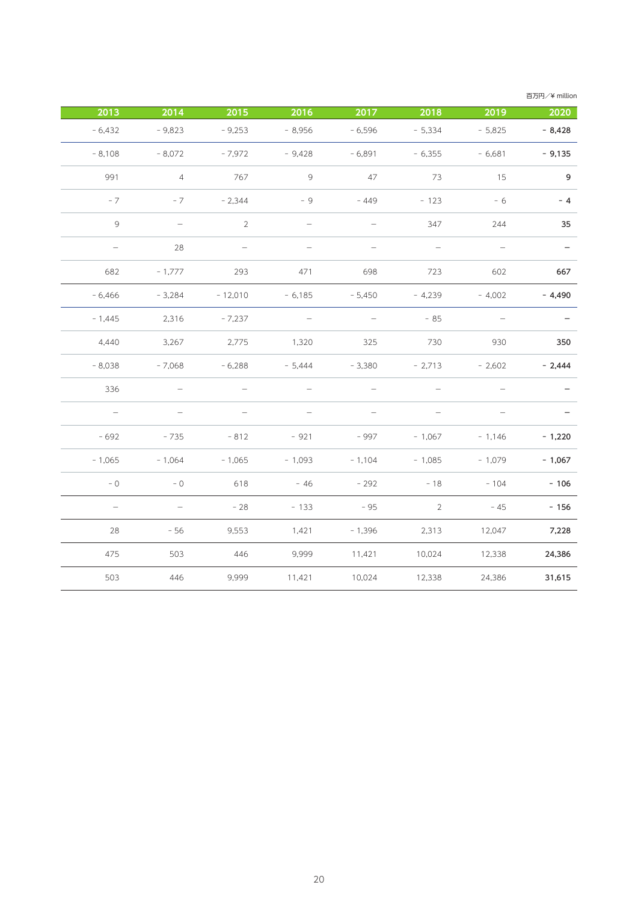百万円／¥ million

| 2013 | 2014 | 2015 | 2016 | 2017 | 2018 | 2019 | 2020 |
|---|---|---|---|---|---|---|---|
| - 6,432 | - 9,823 | - 9,253 | - 8,956 | - 6,596 | - 5,334 | - 5,825 | **- 8,428** |
| - 8,108 | - 8,072 | - 7,972 | - 9,428 | - 6,891 | - 6,355 | - 6,681 | **- 9,135** |
| 991 | 4 | 767 | 9 | 47 | 73 | 15 | **9** |
| - 7 | - 7 | - 2,344 | - 9 | - 449 | - 123 | - 6 | **- 4** |
| 9 | – | 2 | – | – | 347 | 244 | **35** |
| – | 28 | – | – | – | – | – | **–** |
| 682 | - 1,777 | 293 | 471 | 698 | 723 | 602 | **667** |
| - 6,466 | - 3,284 | - 12,010 | - 6,185 | - 5,450 | - 4,239 | - 4,002 | **- 4,490** |
| - 1,445 | 2,316 | - 7,237 | – | – | - 85 | – | **–** |
| 4,440 | 3,267 | 2,775 | 1,320 | 325 | 730 | 930 | **350** |
| - 8,038 | - 7,068 | - 6,288 | - 5,444 | - 3,380 | - 2,713 | - 2,602 | **- 2,444** |
| 336 | – | – | – | – | – | – | **–** |
| – | – | – | – | – | – | – | **–** |
| - 692 | - 735 | - 812 | - 921 | - 997 | - 1,067 | - 1,146 | **- 1,220** |
| - 1,065 | - 1,064 | - 1,065 | - 1,093 | - 1,104 | - 1,085 | - 1,079 | **- 1,067** |
| - 0 | - 0 | 618 | - 46 | - 292 | - 18 | - 104 | **- 106** |
| – | – | - 28 | - 133 | - 95 | 2 | - 45 | **- 156** |
| 28 | - 56 | 9,553 | 1,421 | - 1,396 | 2,313 | 12,047 | **7,228** |
| 475 | 503 | 446 | 9,999 | 11,421 | 10,024 | 12,338 | **24,386** |
| 503 | 446 | 9,999 | 11,421 | 10,024 | 12,338 | 24,386 | **31,615** |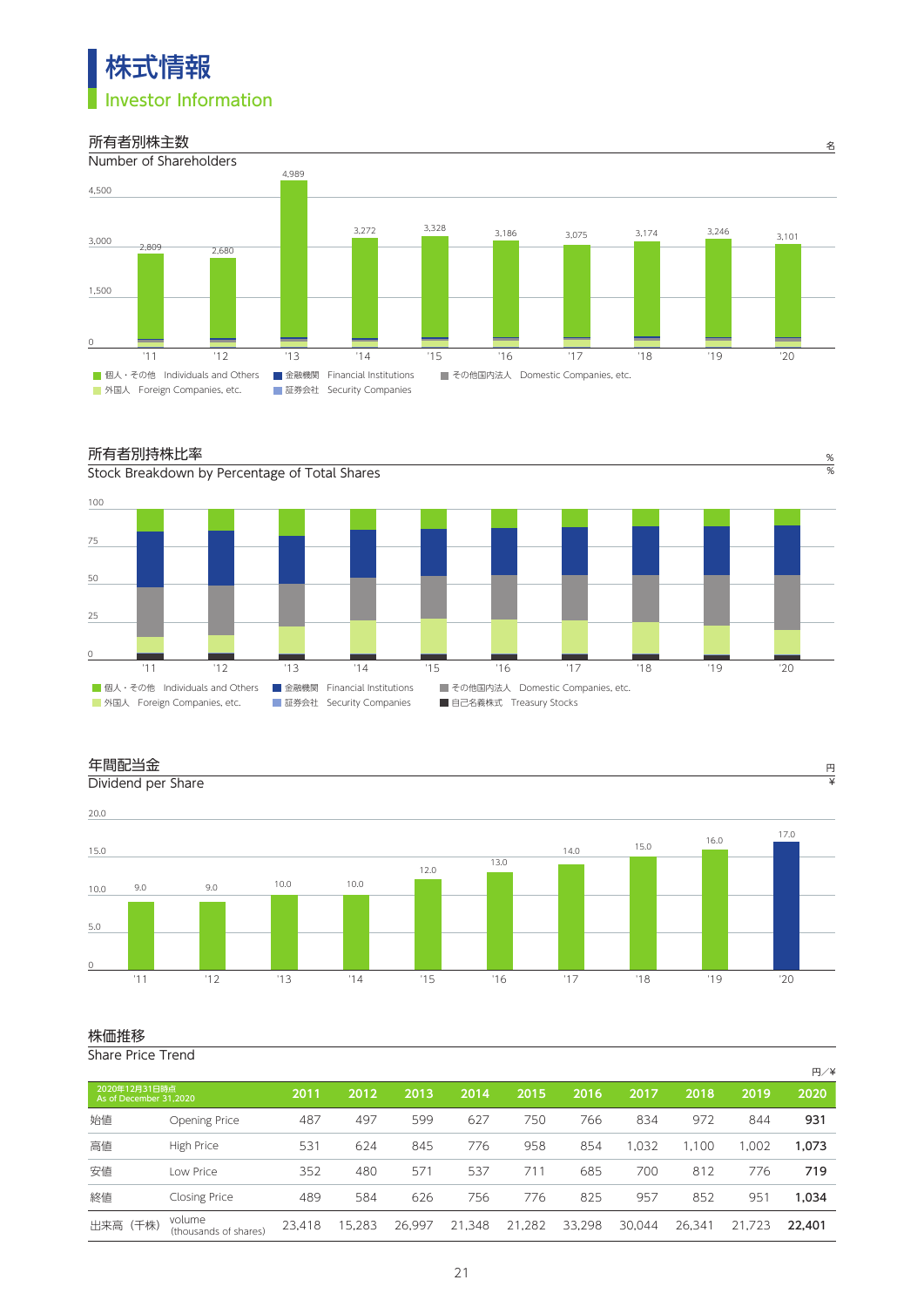# 株式情報
## Investor Information

### 所有者別株主数
Number of Shareholders

名

| | '11 | '12 | '13 | '14 | '15 | '16 | '17 | '18 | '19 | '20 |
|---|---|---|---|---|---|---|---|---|---|---|
| | 2,809 | 2,680 | 4,989 | 3,272 | 3,328 | 3,186 | 3,075 | 3,174 | 3,246 | 3,101 |

■ 個人・その他 Individuals and Others ■ 金融機関 Financial Institutions ■ その他国内法人 Domestic Companies, etc.
■ 外国人 Foreign Companies, etc. ■ 証券会社 Security Companies

### 所有者別持株比率
Stock Breakdown by Percentage of Total Shares

%

■ 個人・その他 Individuals and Others ■ 金融機関 Financial Institutions ■ その他国内法人 Domestic Companies, etc.
■ 外国人 Foreign Companies, etc. ■ 証券会社 Security Companies ■ 自己名義株式 Treasury Stocks

### 年間配当金
Dividend per Share

円 ¥

| | '11 | '12 | '13 | '14 | '15 | '16 | '17 | '18 | '19 | '20 |
|---|---|---|---|---|---|---|---|---|---|---|
| | 9.0 | 9.0 | 10.0 | 10.0 | 12.0 | 13.0 | 14.0 | 15.0 | 16.0 | 17.0 |

### 株価推移
Share Price Trend

円／¥

| 2020年12月31日時点 As of December 31,2020 | | 2011 | 2012 | 2013 | 2014 | 2015 | 2016 | 2017 | 2018 | 2019 | **2020** |
|---|---|---|---|---|---|---|---|---|---|---|---|
| 始値 | Opening Price | 487 | 497 | 599 | 627 | 750 | 766 | 834 | 972 | 844 | **931** |
| 高値 | High Price | 531 | 624 | 845 | 776 | 958 | 854 | 1,032 | 1,100 | 1,002 | **1,073** |
| 安値 | Low Price | 352 | 480 | 571 | 537 | 711 | 685 | 700 | 812 | 776 | **719** |
| 終値 | Closing Price | 489 | 584 | 626 | 756 | 776 | 825 | 957 | 852 | 951 | **1,034** |
| 出来高（千株） | volume (thousands of shares) | 23,418 | 15,283 | 26,997 | 21,348 | 21,282 | 33,298 | 30,044 | 26,341 | 21,723 | **22,401** |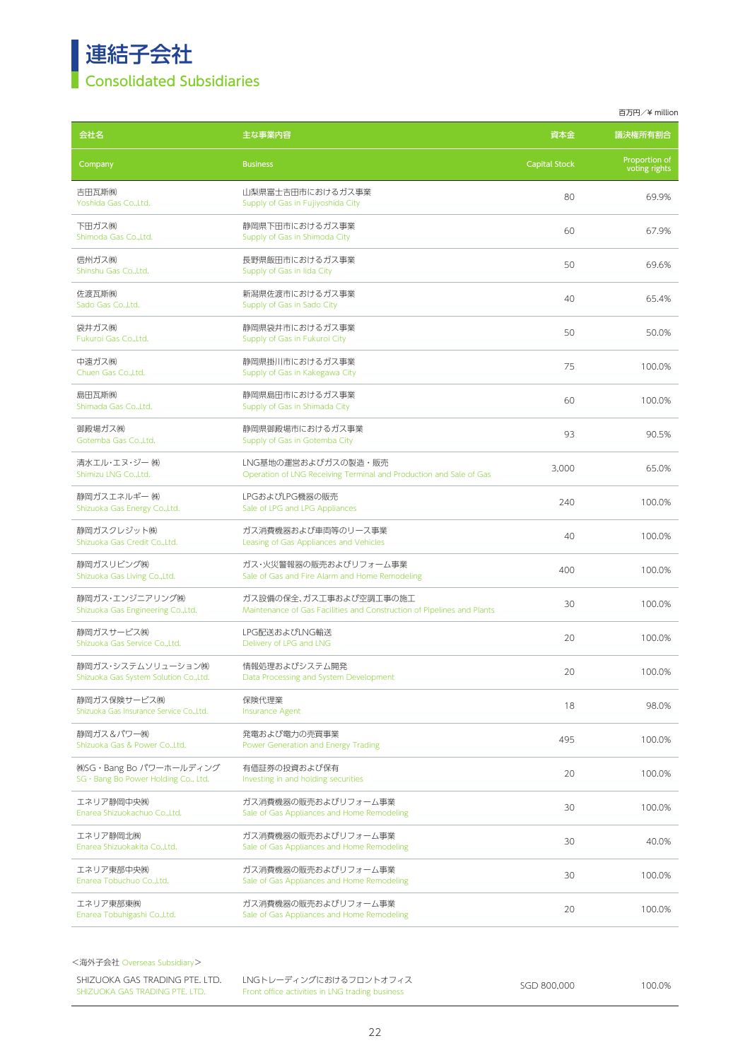# 連結子会社
## Consolidated Subsidiaries

百万円／¥ million

| 会社名 Company | 主な事業内容 Business | 資本金 Capital Stock | 議決権所有割合 Proportion of voting rights |
|---|---|---|---|
| 吉田瓦斯㈱ Yoshida Gas Co.,Ltd. | 山梨県富士吉田市におけるガス事業 Supply of Gas in Fujiyoshida City | 80 | 69.9% |
| 下田ガス㈱ Shimoda Gas Co.,Ltd. | 静岡県下田市におけるガス事業 Supply of Gas in Shimoda City | 60 | 67.9% |
| 信州ガス㈱ Shinshu Gas Co.,Ltd. | 長野県飯田市におけるガス事業 Supply of Gas in Iida City | 50 | 69.6% |
| 佐渡瓦斯㈱ Sado Gas Co.,Ltd. | 新潟県佐渡市におけるガス事業 Supply of Gas in Sado City | 40 | 65.4% |
| 袋井ガス㈱ Fukuroi Gas Co.,Ltd. | 静岡県袋井市におけるガス事業 Supply of Gas in Fukuroi City | 50 | 50.0% |
| 中遠ガス㈱ Chuen Gas Co.,Ltd. | 静岡県掛川市におけるガス事業 Supply of Gas in Kakegawa City | 75 | 100.0% |
| 島田瓦斯㈱ Shimada Gas Co.,Ltd. | 静岡県島田市におけるガス事業 Supply of Gas in Shimada City | 60 | 100.0% |
| 御殿場ガス㈱ Gotemba Gas Co.,Ltd. | 静岡県御殿場市におけるガス事業 Supply of Gas in Gotemba City | 93 | 90.5% |
| 清水エル・エヌ・ジー ㈱ Shimizu LNG Co.,Ltd. | LNG基地の運営およびガスの製造・販売 Operation of LNG Receiving Terminal and Production and Sale of Gas | 3,000 | 65.0% |
| 静岡ガスエネルギー ㈱ Shizuoka Gas Energy Co.,Ltd. | LPGおよびLPG機器の販売 Sale of LPG and LPG Appliances | 240 | 100.0% |
| 静岡ガスクレジット㈱ Shizuoka Gas Credit Co.,Ltd. | ガス消費機器および車両等のリース事業 Leasing of Gas Appliances and Vehicles | 40 | 100.0% |
| 静岡ガスリビング㈱ Shizuoka Gas Living Co.,Ltd. | ガス・火災警報器の販売およびリフォーム事業 Sale of Gas and Fire Alarm and Home Remodeling | 400 | 100.0% |
| 静岡ガス・エンジニアリング㈱ Shizuoka Gas Engineering Co.,Ltd. | ガス設備の保全、ガス工事および空調工事の施工 Maintenance of Gas Facilities and Construction of Pipelines and Plants | 30 | 100.0% |
| 静岡ガスサービス㈱ Shizuoka Gas Service Co.,Ltd. | LPG配送およびLNG輸送 Delivery of LPG and LNG | 20 | 100.0% |
| 静岡ガス・システムソリューション㈱ Shizuoka Gas System Solution Co.,Ltd. | 情報処理およびシステム開発 Data Processing and System Development | 20 | 100.0% |
| 静岡ガス保険サービス㈱ Shizuoka Gas Insurance Service Co.,Ltd. | 保険代理業 Insurance Agent | 18 | 98.0% |
| 静岡ガス＆パワー㈱ Shizuoka Gas & Power Co.,Ltd. | 発電および電力の売買事業 Power Generation and Energy Trading | 495 | 100.0% |
| ㈱SG・Bang Bo パワーホールディング SG・Bang Bo Power Holding Co., Ltd. | 有価証券の投資および保有 Investing in and holding securities | 20 | 100.0% |
| エネリア静岡中央㈱ Enarea Shizuokachuo Co.,Ltd. | ガス消費機器の販売およびリフォーム事業 Sale of Gas Appliances and Home Remodeling | 30 | 100.0% |
| エネリア静岡北㈱ Enarea Shizuokakita Co.,Ltd. | ガス消費機器の販売およびリフォーム事業 Sale of Gas Appliances and Home Remodeling | 30 | 40.0% |
| エネリア東部中央㈱ Enarea Tobuchuo Co.,Ltd. | ガス消費機器の販売およびリフォーム事業 Sale of Gas Appliances and Home Remodeling | 30 | 100.0% |
| エネリア東部東㈱ Enarea Tobuhigashi Co.,Ltd. | ガス消費機器の販売およびリフォーム事業 Sale of Gas Appliances and Home Remodeling | 20 | 100.0% |

＜海外子会社 Overseas Subsidiary＞

| 会社名 Company | 主な事業内容 Business | 資本金 Capital Stock | 議決権所有割合 Proportion of voting rights |
|---|---|---|---|
| SHIZUOKA GAS TRADING PTE. LTD. SHIZUOKA GAS TRADING PTE. LTD. | LNGトレーディングにおけるフロントオフィス Front office activities in LNG trading business | SGD 800,000 | 100.0% |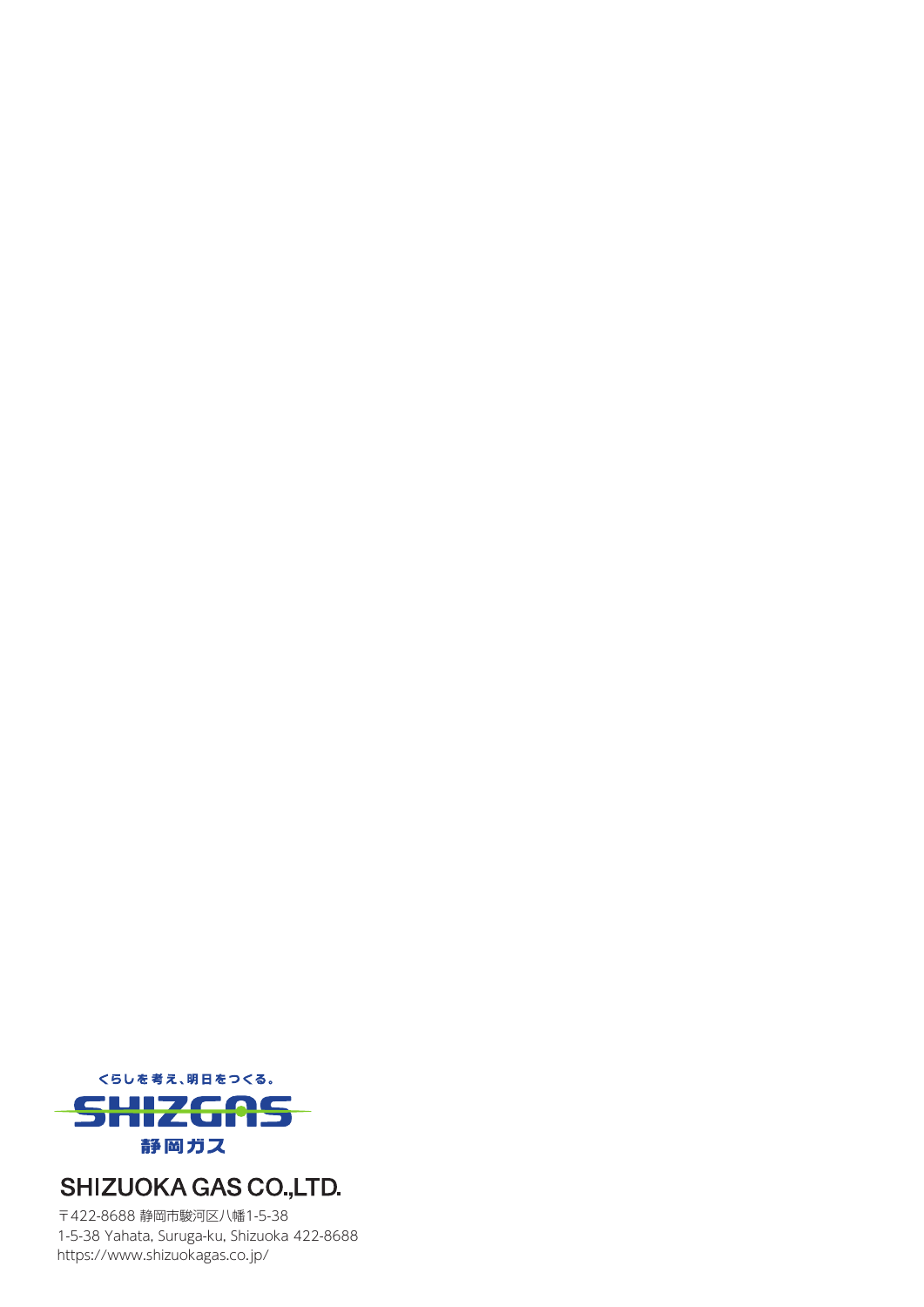くらしを考え、明日をつくる。

SHIZGAS

静岡ガス

SHIZUOKA GAS CO.,LTD.

〒422-8688 静岡市駿河区八幡1-5-38
1-5-38 Yahata, Suruga-ku, Shizuoka 422-8688
https://www.shizuokagas.co.jp/